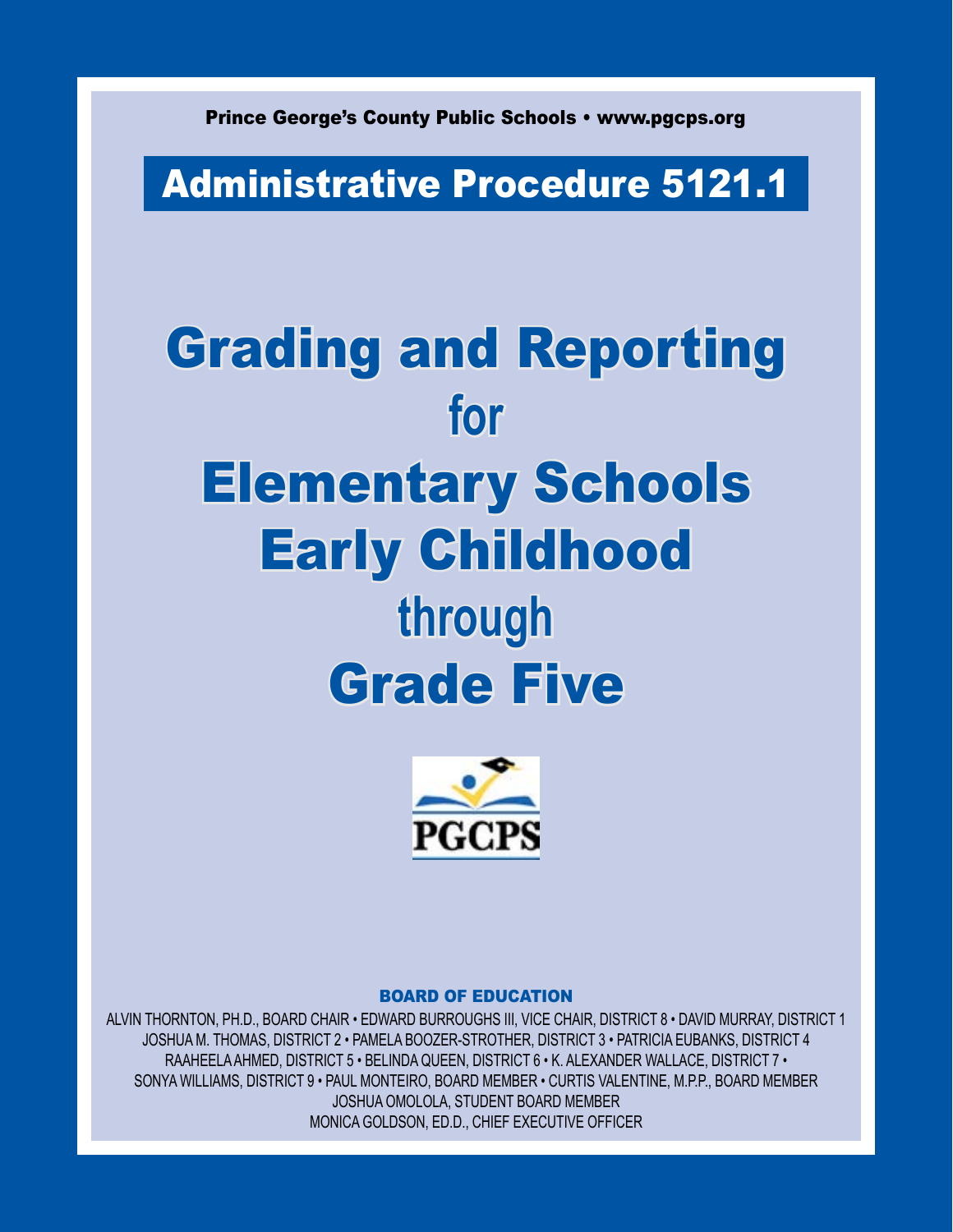Prince George's County Public Schools • www.pgcps.org

# Administrative Procedure 5121.1

# Grading and Reporting for Elementary Schools Early Childhood through Grade Five

PGCPS

**BOARD OF EDUCATION**

ALVIN THORNTON, PH.D., BOARD CHAIR • EDWARD BURROUGHS III, VICE CHAIR, DISTRICT 8 • DAVID MURRAY, DISTRICT 1
JOSHUA M. THOMAS, DISTRICT 2 • PAMELA BOOZER-STROTHER, DISTRICT 3 • PATRICIA EUBANKS, DISTRICT 4
RAAHEELA AHMED, DISTRICT 5 • BELINDA QUEEN, DISTRICT 6 • K. ALEXANDER WALLACE, DISTRICT 7 •
SONYA WILLIAMS, DISTRICT 9 • PAUL MONTEIRO, BOARD MEMBER • CURTIS VALENTINE, M.P.P., BOARD MEMBER
JOSHUA OMOLOLA, STUDENT BOARD MEMBER
MONICA GOLDSON, ED.D., CHIEF EXECUTIVE OFFICER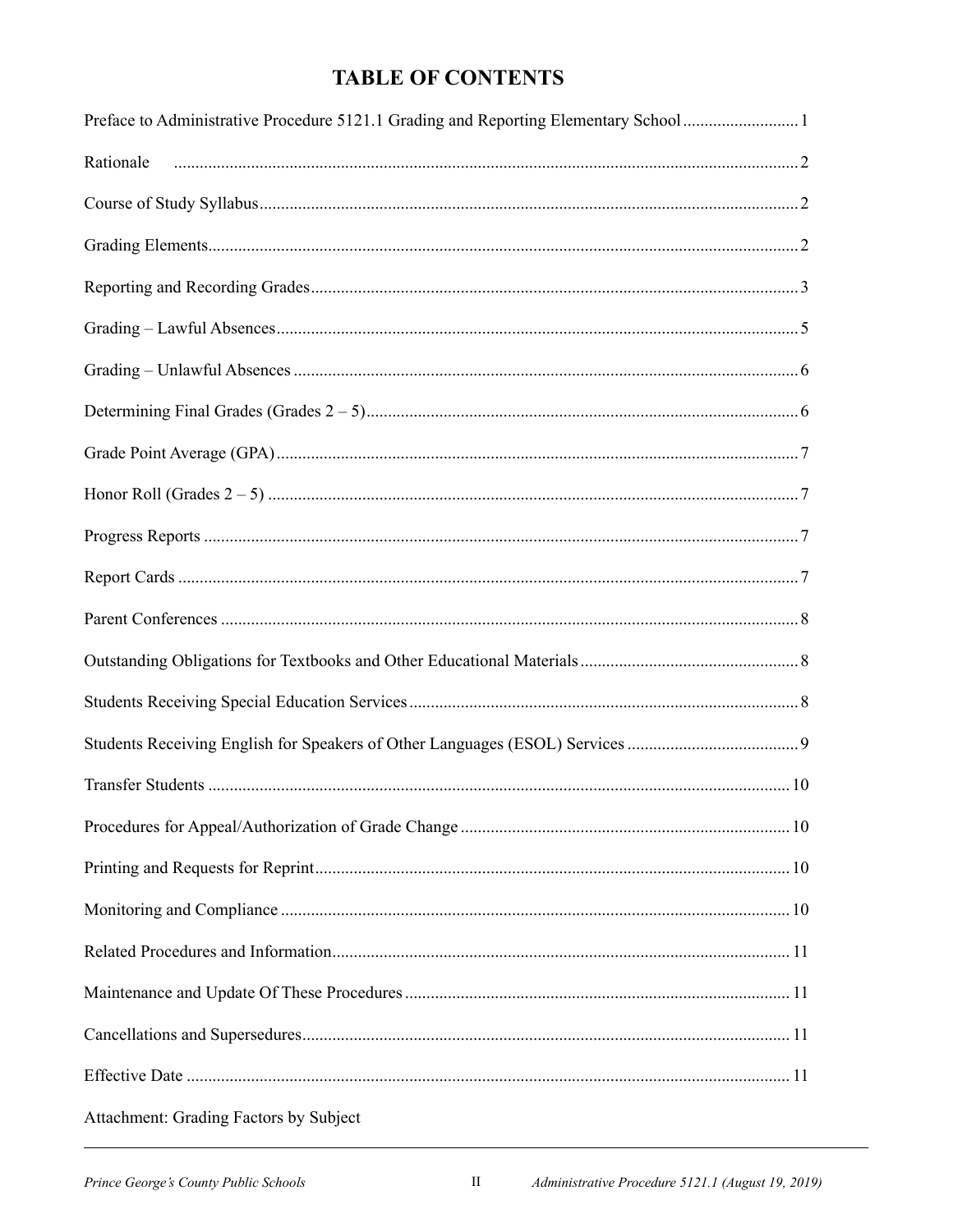# TABLE OF CONTENTS

| Section | Page |
|---|---|
| Preface to Administrative Procedure 5121.1 Grading and Reporting Elementary School | 1 |
| Rationale | 2 |
| Course of Study Syllabus | 2 |
| Grading Elements | 2 |
| Reporting and Recording Grades | 3 |
| Grading – Lawful Absences | 5 |
| Grading – Unlawful Absences | 6 |
| Determining Final Grades (Grades 2 – 5) | 6 |
| Grade Point Average (GPA) | 7 |
| Honor Roll (Grades 2 – 5) | 7 |
| Progress Reports | 7 |
| Report Cards | 7 |
| Parent Conferences | 8 |
| Outstanding Obligations for Textbooks and Other Educational Materials | 8 |
| Students Receiving Special Education Services | 8 |
| Students Receiving English for Speakers of Other Languages (ESOL) Services | 9 |
| Transfer Students | 10 |
| Procedures for Appeal/Authorization of Grade Change | 10 |
| Printing and Requests for Reprint | 10 |
| Monitoring and Compliance | 10 |
| Related Procedures and Information | 11 |
| Maintenance and Update Of These Procedures | 11 |
| Cancellations and Supersedures | 11 |
| Effective Date | 11 |
| Attachment: Grading Factors by Subject | |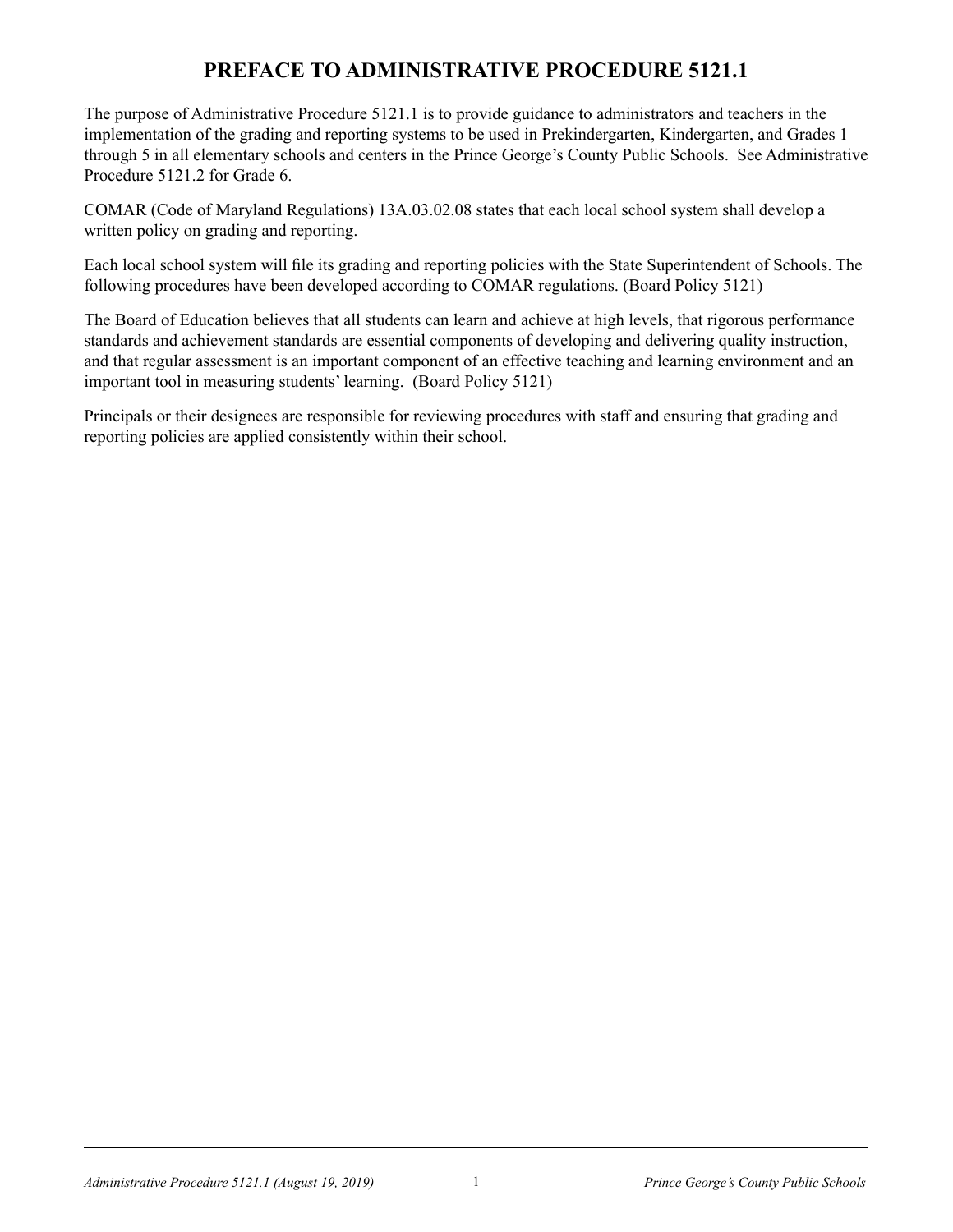# PREFACE TO ADMINISTRATIVE PROCEDURE 5121.1

The purpose of Administrative Procedure 5121.1 is to provide guidance to administrators and teachers in the implementation of the grading and reporting systems to be used in Prekindergarten, Kindergarten, and Grades 1 through 5 in all elementary schools and centers in the Prince George's County Public Schools. See Administrative Procedure 5121.2 for Grade 6.

COMAR (Code of Maryland Regulations) 13A.03.02.08 states that each local school system shall develop a written policy on grading and reporting.

Each local school system will file its grading and reporting policies with the State Superintendent of Schools. The following procedures have been developed according to COMAR regulations. (Board Policy 5121)

The Board of Education believes that all students can learn and achieve at high levels, that rigorous performance standards and achievement standards are essential components of developing and delivering quality instruction, and that regular assessment is an important component of an effective teaching and learning environment and an important tool in measuring students' learning. (Board Policy 5121)

Principals or their designees are responsible for reviewing procedures with staff and ensuring that grading and reporting policies are applied consistently within their school.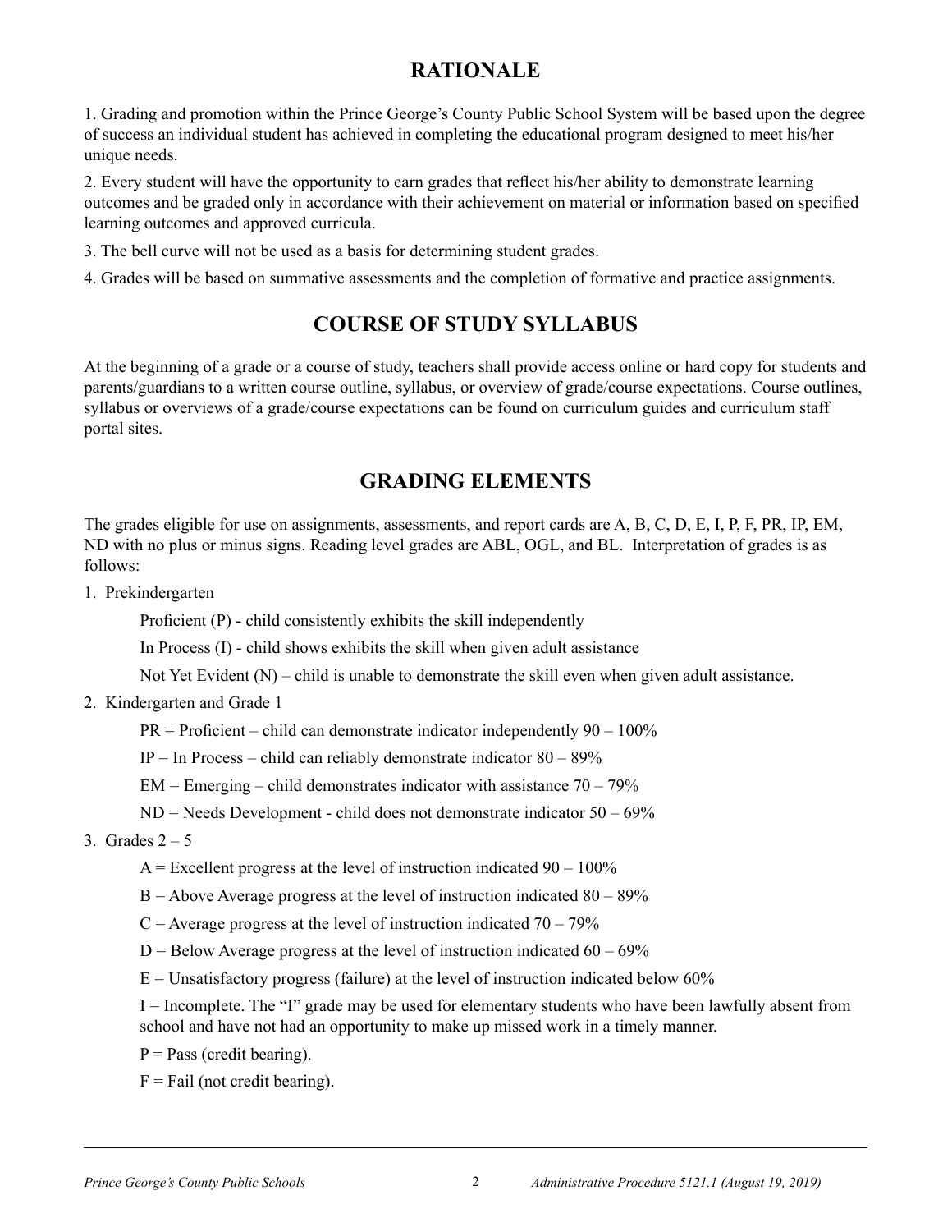## RATIONALE

1. Grading and promotion within the Prince George's County Public School System will be based upon the degree of success an individual student has achieved in completing the educational program designed to meet his/her unique needs.

2. Every student will have the opportunity to earn grades that reflect his/her ability to demonstrate learning outcomes and be graded only in accordance with their achievement on material or information based on specified learning outcomes and approved curricula.

3. The bell curve will not be used as a basis for determining student grades.

4. Grades will be based on summative assessments and the completion of formative and practice assignments.

## COURSE OF STUDY SYLLABUS

At the beginning of a grade or a course of study, teachers shall provide access online or hard copy for students and parents/guardians to a written course outline, syllabus, or overview of grade/course expectations. Course outlines, syllabus or overviews of a grade/course expectations can be found on curriculum guides and curriculum staff portal sites.

## GRADING ELEMENTS

The grades eligible for use on assignments, assessments, and report cards are A, B, C, D, E, I, P, F, PR, IP, EM, ND with no plus or minus signs. Reading level grades are ABL, OGL, and BL. Interpretation of grades is as follows:

1. Prekindergarten

   Proficient (P) - child consistently exhibits the skill independently

   In Process (I) - child shows exhibits the skill when given adult assistance

   Not Yet Evident (N) – child is unable to demonstrate the skill even when given adult assistance.

2. Kindergarten and Grade 1

   PR = Proficient – child can demonstrate indicator independently 90 – 100%

   IP = In Process – child can reliably demonstrate indicator 80 – 89%

   EM = Emerging – child demonstrates indicator with assistance 70 – 79%

   ND = Needs Development - child does not demonstrate indicator 50 – 69%

3. Grades 2 – 5

   A = Excellent progress at the level of instruction indicated 90 – 100%

   B = Above Average progress at the level of instruction indicated 80 – 89%

   C = Average progress at the level of instruction indicated 70 – 79%

   D = Below Average progress at the level of instruction indicated 60 – 69%

   E = Unsatisfactory progress (failure) at the level of instruction indicated below 60%

   I = Incomplete. The "I" grade may be used for elementary students who have been lawfully absent from school and have not had an opportunity to make up missed work in a timely manner.

   P = Pass (credit bearing).

   F = Fail (not credit bearing).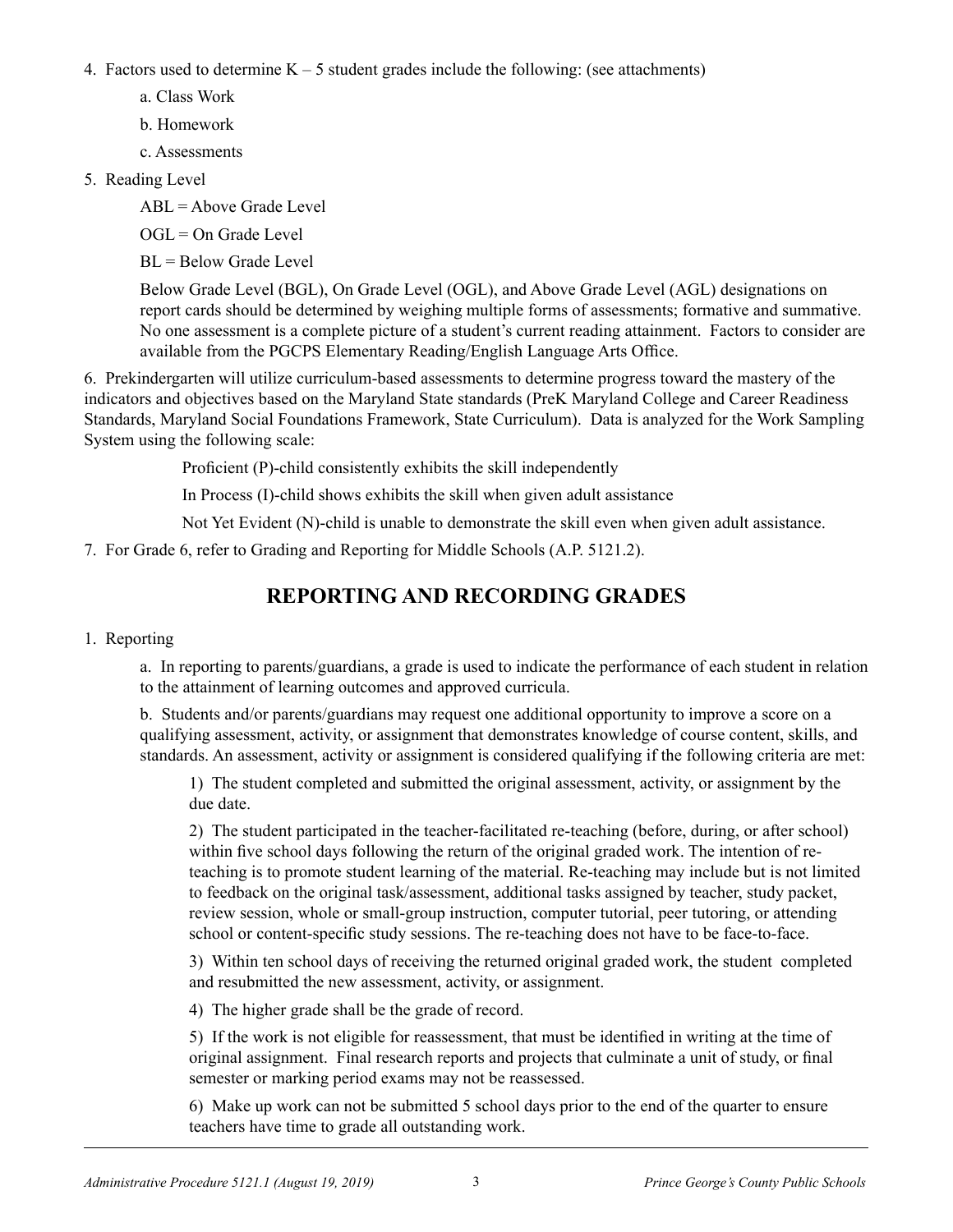4. Factors used to determine K – 5 student grades include the following: (see attachments)

   a. Class Work

   b. Homework

   c. Assessments

5. Reading Level

   ABL = Above Grade Level

   OGL = On Grade Level

   BL = Below Grade Level

   Below Grade Level (BGL), On Grade Level (OGL), and Above Grade Level (AGL) designations on report cards should be determined by weighing multiple forms of assessments; formative and summative. No one assessment is a complete picture of a student's current reading attainment. Factors to consider are available from the PGCPS Elementary Reading/English Language Arts Office.

6. Prekindergarten will utilize curriculum-based assessments to determine progress toward the mastery of the indicators and objectives based on the Maryland State standards (PreK Maryland College and Career Readiness Standards, Maryland Social Foundations Framework, State Curriculum). Data is analyzed for the Work Sampling System using the following scale:

   Proficient (P)-child consistently exhibits the skill independently

   In Process (I)-child shows exhibits the skill when given adult assistance

   Not Yet Evident (N)-child is unable to demonstrate the skill even when given adult assistance.

7. For Grade 6, refer to Grading and Reporting for Middle Schools (A.P. 5121.2).

## REPORTING AND RECORDING GRADES

1. Reporting

   a. In reporting to parents/guardians, a grade is used to indicate the performance of each student in relation to the attainment of learning outcomes and approved curricula.

   b. Students and/or parents/guardians may request one additional opportunity to improve a score on a qualifying assessment, activity, or assignment that demonstrates knowledge of course content, skills, and standards. An assessment, activity or assignment is considered qualifying if the following criteria are met:

      1) The student completed and submitted the original assessment, activity, or assignment by the due date.

      2) The student participated in the teacher-facilitated re-teaching (before, during, or after school) within five school days following the return of the original graded work. The intention of re-teaching is to promote student learning of the material. Re-teaching may include but is not limited to feedback on the original task/assessment, additional tasks assigned by teacher, study packet, review session, whole or small-group instruction, computer tutorial, peer tutoring, or attending school or content-specific study sessions. The re-teaching does not have to be face-to-face.

      3) Within ten school days of receiving the returned original graded work, the student completed and resubmitted the new assessment, activity, or assignment.

      4) The higher grade shall be the grade of record.

      5) If the work is not eligible for reassessment, that must be identified in writing at the time of original assignment. Final research reports and projects that culminate a unit of study, or final semester or marking period exams may not be reassessed.

      6) Make up work can not be submitted 5 school days prior to the end of the quarter to ensure teachers have time to grade all outstanding work.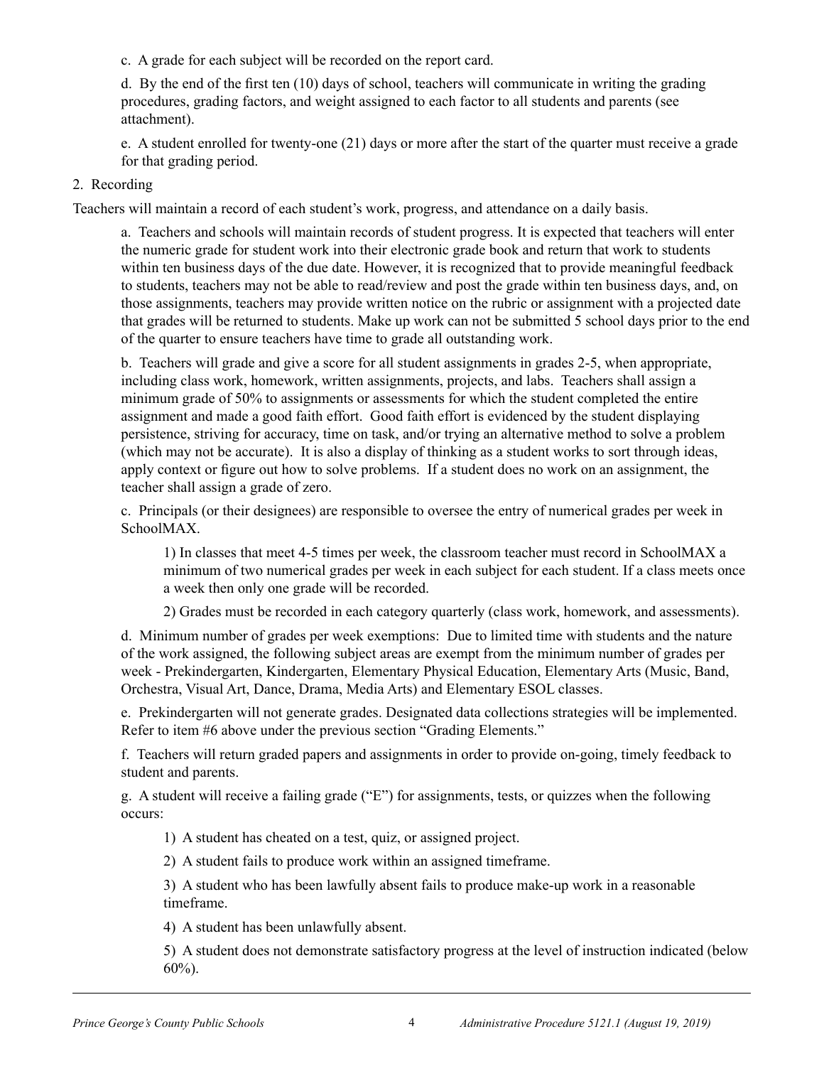c. A grade for each subject will be recorded on the report card.

d. By the end of the first ten (10) days of school, teachers will communicate in writing the grading procedures, grading factors, and weight assigned to each factor to all students and parents (see attachment).

e. A student enrolled for twenty-one (21) days or more after the start of the quarter must receive a grade for that grading period.

2. Recording

Teachers will maintain a record of each student's work, progress, and attendance on a daily basis.

a. Teachers and schools will maintain records of student progress. It is expected that teachers will enter the numeric grade for student work into their electronic grade book and return that work to students within ten business days of the due date. However, it is recognized that to provide meaningful feedback to students, teachers may not be able to read/review and post the grade within ten business days, and, on those assignments, teachers may provide written notice on the rubric or assignment with a projected date that grades will be returned to students. Make up work can not be submitted 5 school days prior to the end of the quarter to ensure teachers have time to grade all outstanding work.

b. Teachers will grade and give a score for all student assignments in grades 2-5, when appropriate, including class work, homework, written assignments, projects, and labs. Teachers shall assign a minimum grade of 50% to assignments or assessments for which the student completed the entire assignment and made a good faith effort. Good faith effort is evidenced by the student displaying persistence, striving for accuracy, time on task, and/or trying an alternative method to solve a problem (which may not be accurate). It is also a display of thinking as a student works to sort through ideas, apply context or figure out how to solve problems. If a student does no work on an assignment, the teacher shall assign a grade of zero.

c. Principals (or their designees) are responsible to oversee the entry of numerical grades per week in SchoolMAX.

1) In classes that meet 4-5 times per week, the classroom teacher must record in SchoolMAX a minimum of two numerical grades per week in each subject for each student. If a class meets once a week then only one grade will be recorded.

2) Grades must be recorded in each category quarterly (class work, homework, and assessments).

d. Minimum number of grades per week exemptions: Due to limited time with students and the nature of the work assigned, the following subject areas are exempt from the minimum number of grades per week - Prekindergarten, Kindergarten, Elementary Physical Education, Elementary Arts (Music, Band, Orchestra, Visual Art, Dance, Drama, Media Arts) and Elementary ESOL classes.

e. Prekindergarten will not generate grades. Designated data collections strategies will be implemented. Refer to item #6 above under the previous section "Grading Elements."

f. Teachers will return graded papers and assignments in order to provide on-going, timely feedback to student and parents.

g. A student will receive a failing grade ("E") for assignments, tests, or quizzes when the following occurs:

1) A student has cheated on a test, quiz, or assigned project.

2) A student fails to produce work within an assigned timeframe.

3) A student who has been lawfully absent fails to produce make-up work in a reasonable timeframe.

4) A student has been unlawfully absent.

5) A student does not demonstrate satisfactory progress at the level of instruction indicated (below 60%).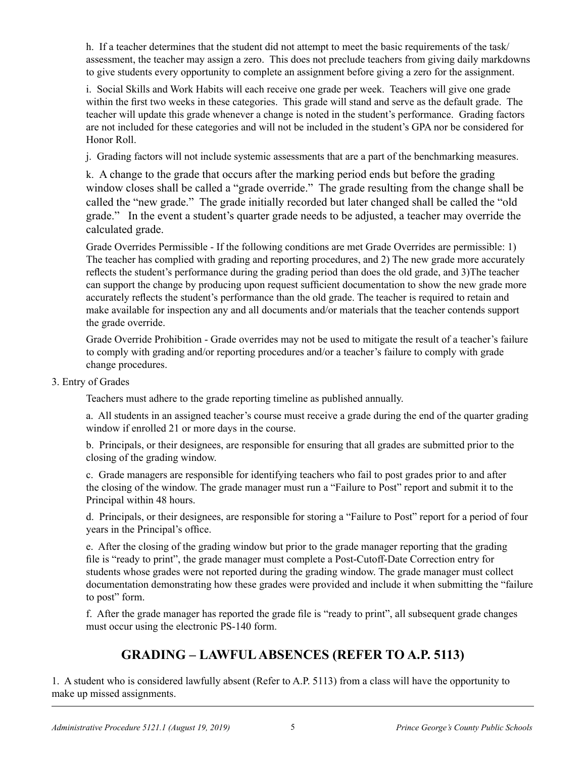h. If a teacher determines that the student did not attempt to meet the basic requirements of the task/assessment, the teacher may assign a zero. This does not preclude teachers from giving daily markdowns to give students every opportunity to complete an assignment before giving a zero for the assignment.

i. Social Skills and Work Habits will each receive one grade per week. Teachers will give one grade within the first two weeks in these categories. This grade will stand and serve as the default grade. The teacher will update this grade whenever a change is noted in the student's performance. Grading factors are not included for these categories and will not be included in the student's GPA nor be considered for Honor Roll.

j. Grading factors will not include systemic assessments that are a part of the benchmarking measures.

k. A change to the grade that occurs after the marking period ends but before the grading window closes shall be called a "grade override." The grade resulting from the change shall be called the "new grade." The grade initially recorded but later changed shall be called the "old grade." In the event a student's quarter grade needs to be adjusted, a teacher may override the calculated grade.

Grade Overrides Permissible - If the following conditions are met Grade Overrides are permissible: 1) The teacher has complied with grading and reporting procedures, and 2) The new grade more accurately reflects the student's performance during the grading period than does the old grade, and 3)The teacher can support the change by producing upon request sufficient documentation to show the new grade more accurately reflects the student's performance than the old grade. The teacher is required to retain and make available for inspection any and all documents and/or materials that the teacher contends support the grade override.

Grade Override Prohibition - Grade overrides may not be used to mitigate the result of a teacher's failure to comply with grading and/or reporting procedures and/or a teacher's failure to comply with grade change procedures.

3. Entry of Grades

Teachers must adhere to the grade reporting timeline as published annually.

a. All students in an assigned teacher's course must receive a grade during the end of the quarter grading window if enrolled 21 or more days in the course.

b. Principals, or their designees, are responsible for ensuring that all grades are submitted prior to the closing of the grading window.

c. Grade managers are responsible for identifying teachers who fail to post grades prior to and after the closing of the window. The grade manager must run a "Failure to Post" report and submit it to the Principal within 48 hours.

d. Principals, or their designees, are responsible for storing a "Failure to Post" report for a period of four years in the Principal's office.

e. After the closing of the grading window but prior to the grade manager reporting that the grading file is "ready to print", the grade manager must complete a Post-Cutoff-Date Correction entry for students whose grades were not reported during the grading window. The grade manager must collect documentation demonstrating how these grades were provided and include it when submitting the "failure to post" form.

f. After the grade manager has reported the grade file is "ready to print", all subsequent grade changes must occur using the electronic PS-140 form.

## GRADING – LAWFUL ABSENCES (REFER TO A.P. 5113)

1. A student who is considered lawfully absent (Refer to A.P. 5113) from a class will have the opportunity to make up missed assignments.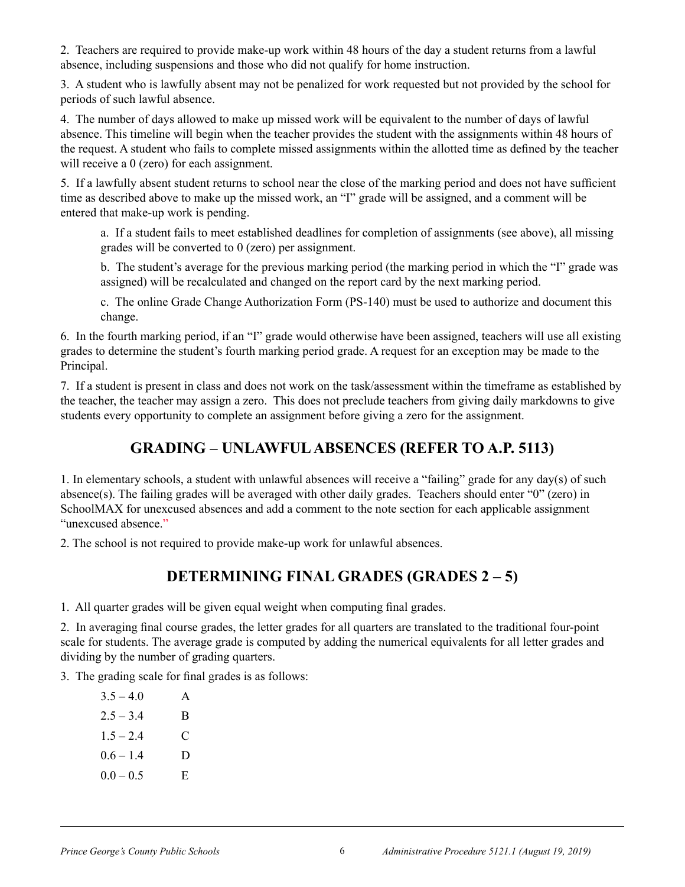2. Teachers are required to provide make-up work within 48 hours of the day a student returns from a lawful absence, including suspensions and those who did not qualify for home instruction.

3. A student who is lawfully absent may not be penalized for work requested but not provided by the school for periods of such lawful absence.

4. The number of days allowed to make up missed work will be equivalent to the number of days of lawful absence. This timeline will begin when the teacher provides the student with the assignments within 48 hours of the request. A student who fails to complete missed assignments within the allotted time as defined by the teacher will receive a 0 (zero) for each assignment.

5. If a lawfully absent student returns to school near the close of the marking period and does not have sufficient time as described above to make up the missed work, an "I" grade will be assigned, and a comment will be entered that make-up work is pending.

   a. If a student fails to meet established deadlines for completion of assignments (see above), all missing grades will be converted to 0 (zero) per assignment.

   b. The student's average for the previous marking period (the marking period in which the "I" grade was assigned) will be recalculated and changed on the report card by the next marking period.

   c. The online Grade Change Authorization Form (PS-140) must be used to authorize and document this change.

6. In the fourth marking period, if an "I" grade would otherwise have been assigned, teachers will use all existing grades to determine the student's fourth marking period grade. A request for an exception may be made to the Principal.

7. If a student is present in class and does not work on the task/assessment within the timeframe as established by the teacher, the teacher may assign a zero. This does not preclude teachers from giving daily markdowns to give students every opportunity to complete an assignment before giving a zero for the assignment.

## GRADING – UNLAWFUL ABSENCES (REFER TO A.P. 5113)

1. In elementary schools, a student with unlawful absences will receive a "failing" grade for any day(s) of such absence(s). The failing grades will be averaged with other daily grades. Teachers should enter "0" (zero) in SchoolMAX for unexcused absences and add a comment to the note section for each applicable assignment "unexcused absence."

2. The school is not required to provide make-up work for unlawful absences.

## DETERMINING FINAL GRADES (GRADES 2 – 5)

1. All quarter grades will be given equal weight when computing final grades.

2. In averaging final course grades, the letter grades for all quarters are translated to the traditional four-point scale for students. The average grade is computed by adding the numerical equivalents for all letter grades and dividing by the number of grading quarters.

3. The grading scale for final grades is as follows:

| | |
|---|---|
| 3.5 – 4.0 | A |
| 2.5 – 3.4 | B |
| 1.5 – 2.4 | C |
| 0.6 – 1.4 | D |
| 0.0 – 0.5 | E |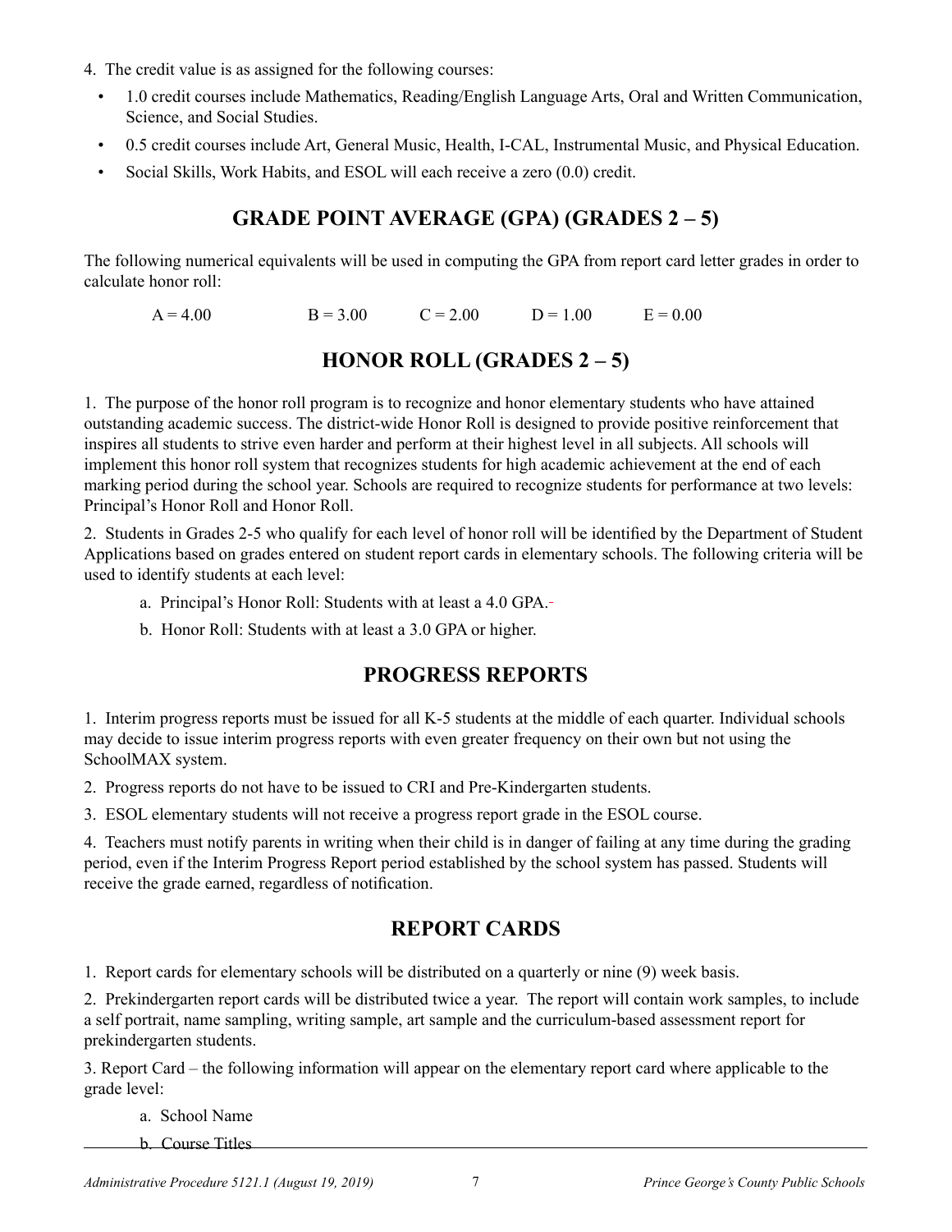4. The credit value is as assigned for the following courses:

- 1.0 credit courses include Mathematics, Reading/English Language Arts, Oral and Written Communication, Science, and Social Studies.
- 0.5 credit courses include Art, General Music, Health, I-CAL, Instrumental Music, and Physical Education.
- Social Skills, Work Habits, and ESOL will each receive a zero (0.0) credit.

## GRADE POINT AVERAGE (GPA) (GRADES 2 – 5)

The following numerical equivalents will be used in computing the GPA from report card letter grades in order to calculate honor roll:

A = 4.00 B = 3.00 C = 2.00 D = 1.00 E = 0.00

## HONOR ROLL (GRADES 2 – 5)

1. The purpose of the honor roll program is to recognize and honor elementary students who have attained outstanding academic success. The district-wide Honor Roll is designed to provide positive reinforcement that inspires all students to strive even harder and perform at their highest level in all subjects. All schools will implement this honor roll system that recognizes students for high academic achievement at the end of each marking period during the school year. Schools are required to recognize students for performance at two levels: Principal's Honor Roll and Honor Roll.

2. Students in Grades 2-5 who qualify for each level of honor roll will be identified by the Department of Student Applications based on grades entered on student report cards in elementary schools. The following criteria will be used to identify students at each level:

   a. Principal's Honor Roll: Students with at least a 4.0 GPA.

   b. Honor Roll: Students with at least a 3.0 GPA or higher.

## PROGRESS REPORTS

1. Interim progress reports must be issued for all K-5 students at the middle of each quarter. Individual schools may decide to issue interim progress reports with even greater frequency on their own but not using the SchoolMAX system.

2. Progress reports do not have to be issued to CRI and Pre-Kindergarten students.

3. ESOL elementary students will not receive a progress report grade in the ESOL course.

4. Teachers must notify parents in writing when their child is in danger of failing at any time during the grading period, even if the Interim Progress Report period established by the school system has passed. Students will receive the grade earned, regardless of notification.

## REPORT CARDS

1. Report cards for elementary schools will be distributed on a quarterly or nine (9) week basis.

2. Prekindergarten report cards will be distributed twice a year. The report will contain work samples, to include a self portrait, name sampling, writing sample, art sample and the curriculum-based assessment report for prekindergarten students.

3. Report Card – the following information will appear on the elementary report card where applicable to the grade level:

   a. School Name

   b. Course Titles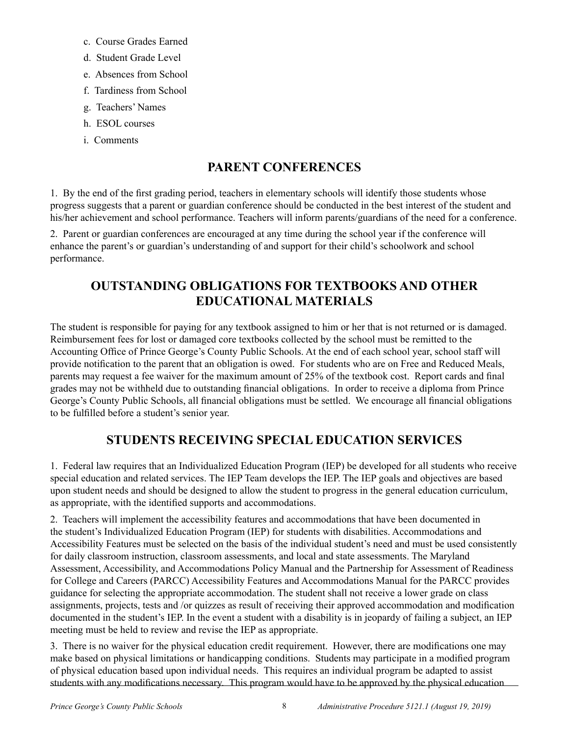c. Course Grades Earned

d. Student Grade Level

e. Absences from School

f. Tardiness from School

g. Teachers' Names

h. ESOL courses

i. Comments

## PARENT CONFERENCES

1. By the end of the first grading period, teachers in elementary schools will identify those students whose progress suggests that a parent or guardian conference should be conducted in the best interest of the student and his/her achievement and school performance. Teachers will inform parents/guardians of the need for a conference.

2. Parent or guardian conferences are encouraged at any time during the school year if the conference will enhance the parent's or guardian's understanding of and support for their child's schoolwork and school performance.

## OUTSTANDING OBLIGATIONS FOR TEXTBOOKS AND OTHER EDUCATIONAL MATERIALS

The student is responsible for paying for any textbook assigned to him or her that is not returned or is damaged. Reimbursement fees for lost or damaged core textbooks collected by the school must be remitted to the Accounting Office of Prince George's County Public Schools. At the end of each school year, school staff will provide notification to the parent that an obligation is owed. For students who are on Free and Reduced Meals, parents may request a fee waiver for the maximum amount of 25% of the textbook cost. Report cards and final grades may not be withheld due to outstanding financial obligations. In order to receive a diploma from Prince George's County Public Schools, all financial obligations must be settled. We encourage all financial obligations to be fulfilled before a student's senior year.

## STUDENTS RECEIVING SPECIAL EDUCATION SERVICES

1. Federal law requires that an Individualized Education Program (IEP) be developed for all students who receive special education and related services. The IEP Team develops the IEP. The IEP goals and objectives are based upon student needs and should be designed to allow the student to progress in the general education curriculum, as appropriate, with the identified supports and accommodations.

2. Teachers will implement the accessibility features and accommodations that have been documented in the student's Individualized Education Program (IEP) for students with disabilities. Accommodations and Accessibility Features must be selected on the basis of the individual student's need and must be used consistently for daily classroom instruction, classroom assessments, and local and state assessments. The Maryland Assessment, Accessibility, and Accommodations Policy Manual and the Partnership for Assessment of Readiness for College and Careers (PARCC) Accessibility Features and Accommodations Manual for the PARCC provides guidance for selecting the appropriate accommodation. The student shall not receive a lower grade on class assignments, projects, tests and /or quizzes as result of receiving their approved accommodation and modification documented in the student's IEP. In the event a student with a disability is in jeopardy of failing a subject, an IEP meeting must be held to review and revise the IEP as appropriate.

3. There is no waiver for the physical education credit requirement. However, there are modifications one may make based on physical limitations or handicapping conditions. Students may participate in a modified program of physical education based upon individual needs. This requires an individual program be adapted to assist students with any modifications necessary. This program would have to be approved by the physical education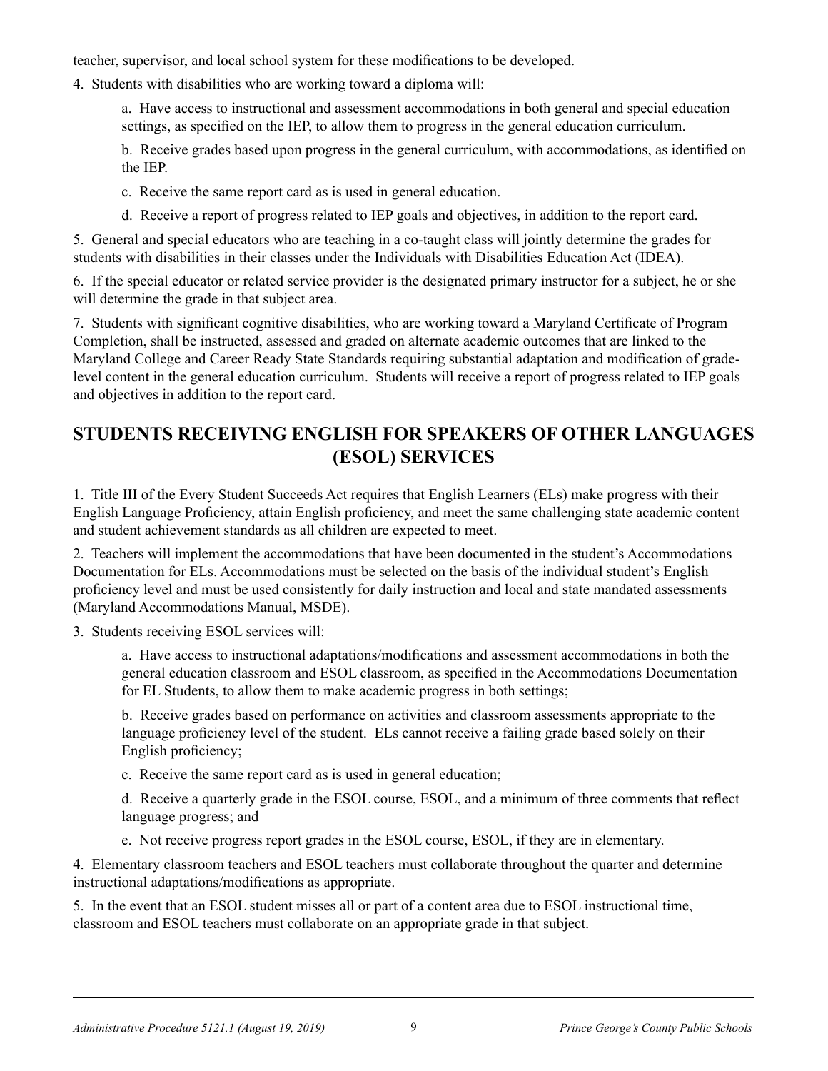teacher, supervisor, and local school system for these modifications to be developed.

4. Students with disabilities who are working toward a diploma will:

   a. Have access to instructional and assessment accommodations in both general and special education settings, as specified on the IEP, to allow them to progress in the general education curriculum.

   b. Receive grades based upon progress in the general curriculum, with accommodations, as identified on the IEP.

   c. Receive the same report card as is used in general education.

   d. Receive a report of progress related to IEP goals and objectives, in addition to the report card.

5. General and special educators who are teaching in a co-taught class will jointly determine the grades for students with disabilities in their classes under the Individuals with Disabilities Education Act (IDEA).

6. If the special educator or related service provider is the designated primary instructor for a subject, he or she will determine the grade in that subject area.

7. Students with significant cognitive disabilities, who are working toward a Maryland Certificate of Program Completion, shall be instructed, assessed and graded on alternate academic outcomes that are linked to the Maryland College and Career Ready State Standards requiring substantial adaptation and modification of grade-level content in the general education curriculum. Students will receive a report of progress related to IEP goals and objectives in addition to the report card.

## STUDENTS RECEIVING ENGLISH FOR SPEAKERS OF OTHER LANGUAGES (ESOL) SERVICES

1. Title III of the Every Student Succeeds Act requires that English Learners (ELs) make progress with their English Language Proficiency, attain English proficiency, and meet the same challenging state academic content and student achievement standards as all children are expected to meet.

2. Teachers will implement the accommodations that have been documented in the student's Accommodations Documentation for ELs. Accommodations must be selected on the basis of the individual student's English proficiency level and must be used consistently for daily instruction and local and state mandated assessments (Maryland Accommodations Manual, MSDE).

3. Students receiving ESOL services will:

   a. Have access to instructional adaptations/modifications and assessment accommodations in both the general education classroom and ESOL classroom, as specified in the Accommodations Documentation for EL Students, to allow them to make academic progress in both settings;

   b. Receive grades based on performance on activities and classroom assessments appropriate to the language proficiency level of the student. ELs cannot receive a failing grade based solely on their English proficiency;

   c. Receive the same report card as is used in general education;

   d. Receive a quarterly grade in the ESOL course, ESOL, and a minimum of three comments that reflect language progress; and

   e. Not receive progress report grades in the ESOL course, ESOL, if they are in elementary.

4. Elementary classroom teachers and ESOL teachers must collaborate throughout the quarter and determine instructional adaptations/modifications as appropriate.

5. In the event that an ESOL student misses all or part of a content area due to ESOL instructional time, classroom and ESOL teachers must collaborate on an appropriate grade in that subject.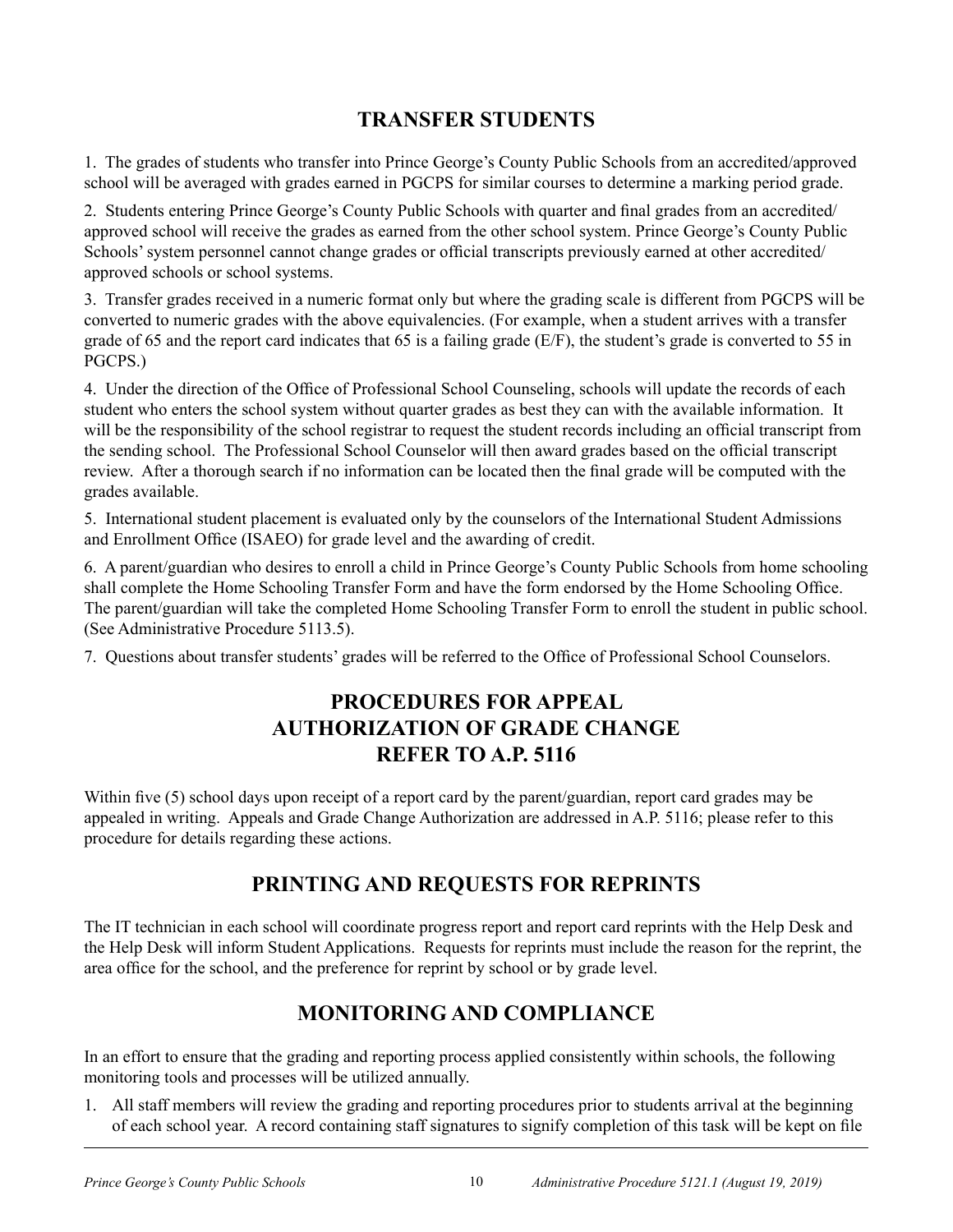## TRANSFER STUDENTS

1. The grades of students who transfer into Prince George's County Public Schools from an accredited/approved school will be averaged with grades earned in PGCPS for similar courses to determine a marking period grade.

2. Students entering Prince George's County Public Schools with quarter and final grades from an accredited/approved school will receive the grades as earned from the other school system. Prince George's County Public Schools' system personnel cannot change grades or official transcripts previously earned at other accredited/approved schools or school systems.

3. Transfer grades received in a numeric format only but where the grading scale is different from PGCPS will be converted to numeric grades with the above equivalencies. (For example, when a student arrives with a transfer grade of 65 and the report card indicates that 65 is a failing grade (E/F), the student's grade is converted to 55 in PGCPS.)

4. Under the direction of the Office of Professional School Counseling, schools will update the records of each student who enters the school system without quarter grades as best they can with the available information. It will be the responsibility of the school registrar to request the student records including an official transcript from the sending school. The Professional School Counselor will then award grades based on the official transcript review. After a thorough search if no information can be located then the final grade will be computed with the grades available.

5. International student placement is evaluated only by the counselors of the International Student Admissions and Enrollment Office (ISAEO) for grade level and the awarding of credit.

6. A parent/guardian who desires to enroll a child in Prince George's County Public Schools from home schooling shall complete the Home Schooling Transfer Form and have the form endorsed by the Home Schooling Office. The parent/guardian will take the completed Home Schooling Transfer Form to enroll the student in public school. (See Administrative Procedure 5113.5).

7. Questions about transfer students' grades will be referred to the Office of Professional School Counselors.

## PROCEDURES FOR APPEAL AUTHORIZATION OF GRADE CHANGE REFER TO A.P. 5116

Within five (5) school days upon receipt of a report card by the parent/guardian, report card grades may be appealed in writing. Appeals and Grade Change Authorization are addressed in A.P. 5116; please refer to this procedure for details regarding these actions.

## PRINTING AND REQUESTS FOR REPRINTS

The IT technician in each school will coordinate progress report and report card reprints with the Help Desk and the Help Desk will inform Student Applications. Requests for reprints must include the reason for the reprint, the area office for the school, and the preference for reprint by school or by grade level.

## MONITORING AND COMPLIANCE

In an effort to ensure that the grading and reporting process applied consistently within schools, the following monitoring tools and processes will be utilized annually.

1. All staff members will review the grading and reporting procedures prior to students arrival at the beginning of each school year. A record containing staff signatures to signify completion of this task will be kept on file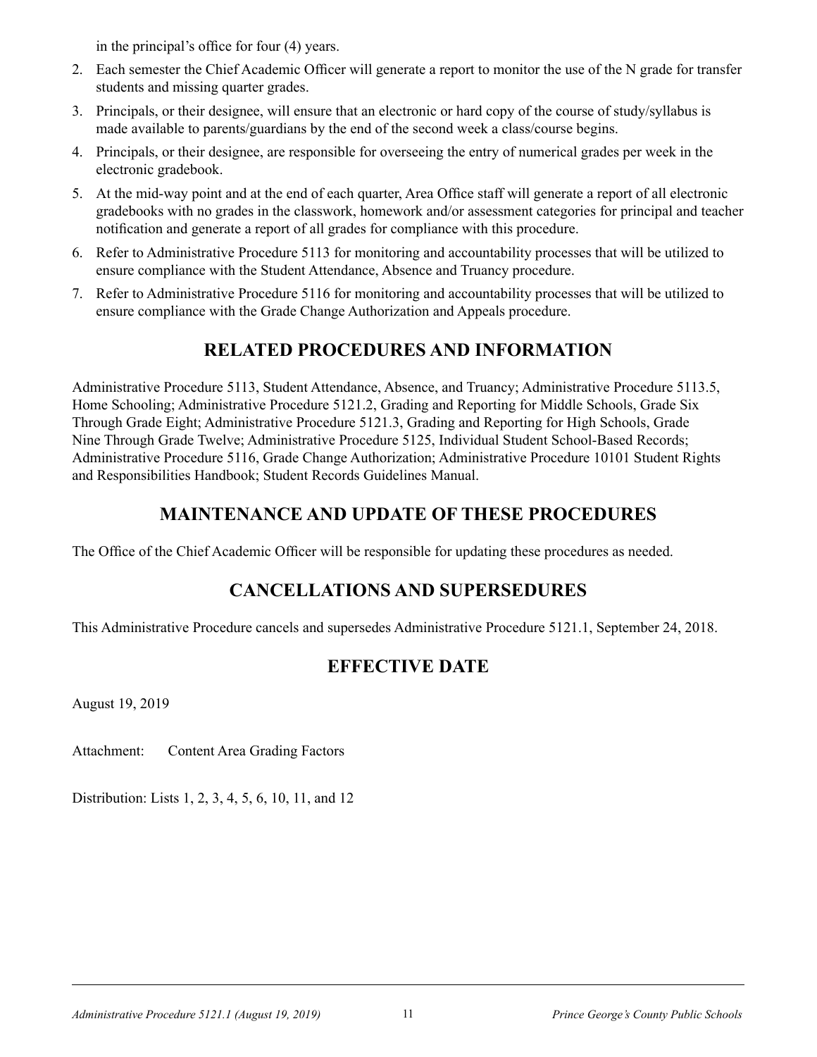in the principal's office for four (4) years.

2. Each semester the Chief Academic Officer will generate a report to monitor the use of the N grade for transfer students and missing quarter grades.
3. Principals, or their designee, will ensure that an electronic or hard copy of the course of study/syllabus is made available to parents/guardians by the end of the second week a class/course begins.
4. Principals, or their designee, are responsible for overseeing the entry of numerical grades per week in the electronic gradebook.
5. At the mid-way point and at the end of each quarter, Area Office staff will generate a report of all electronic gradebooks with no grades in the classwork, homework and/or assessment categories for principal and teacher notification and generate a report of all grades for compliance with this procedure.
6. Refer to Administrative Procedure 5113 for monitoring and accountability processes that will be utilized to ensure compliance with the Student Attendance, Absence and Truancy procedure.
7. Refer to Administrative Procedure 5116 for monitoring and accountability processes that will be utilized to ensure compliance with the Grade Change Authorization and Appeals procedure.

## RELATED PROCEDURES AND INFORMATION

Administrative Procedure 5113, Student Attendance, Absence, and Truancy; Administrative Procedure 5113.5, Home Schooling; Administrative Procedure 5121.2, Grading and Reporting for Middle Schools, Grade Six Through Grade Eight; Administrative Procedure 5121.3, Grading and Reporting for High Schools, Grade Nine Through Grade Twelve; Administrative Procedure 5125, Individual Student School-Based Records; Administrative Procedure 5116, Grade Change Authorization; Administrative Procedure 10101 Student Rights and Responsibilities Handbook; Student Records Guidelines Manual.

## MAINTENANCE AND UPDATE OF THESE PROCEDURES

The Office of the Chief Academic Officer will be responsible for updating these procedures as needed.

## CANCELLATIONS AND SUPERSEDURES

This Administrative Procedure cancels and supersedes Administrative Procedure 5121.1, September 24, 2018.

## EFFECTIVE DATE

August 19, 2019

Attachment: Content Area Grading Factors

Distribution: Lists 1, 2, 3, 4, 5, 6, 10, 11, and 12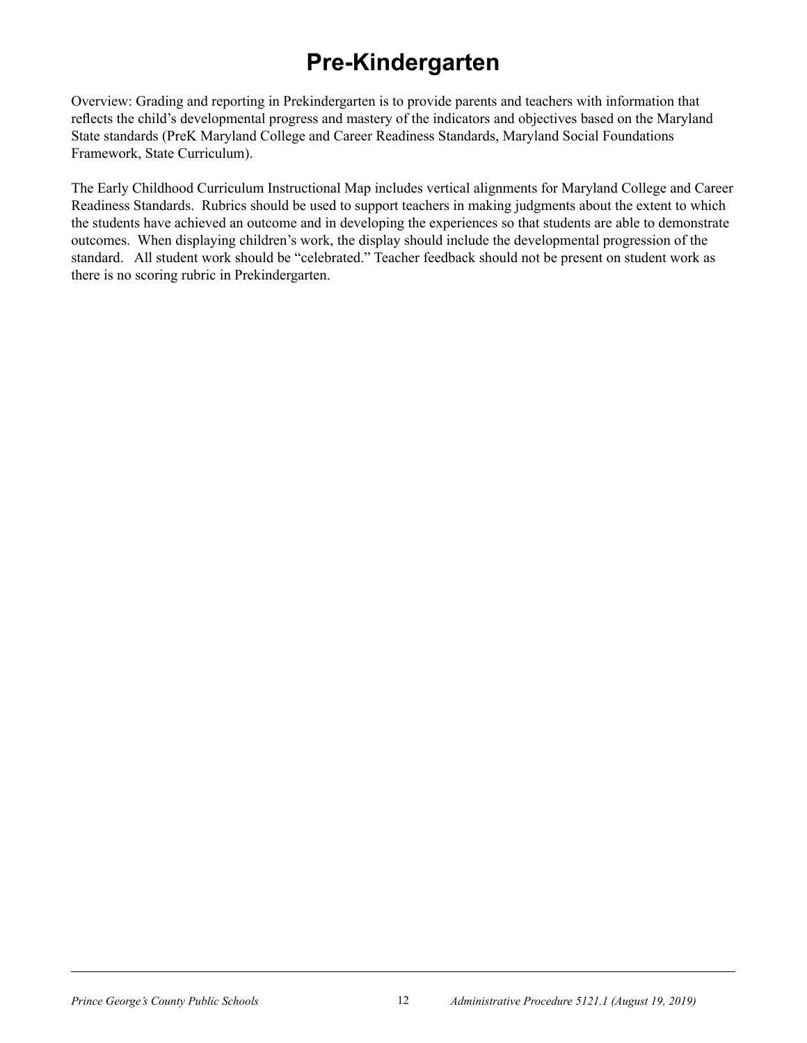# Pre-Kindergarten

Overview: Grading and reporting in Prekindergarten is to provide parents and teachers with information that reflects the child's developmental progress and mastery of the indicators and objectives based on the Maryland State standards (PreK Maryland College and Career Readiness Standards, Maryland Social Foundations Framework, State Curriculum).

The Early Childhood Curriculum Instructional Map includes vertical alignments for Maryland College and Career Readiness Standards. Rubrics should be used to support teachers in making judgments about the extent to which the students have achieved an outcome and in developing the experiences so that students are able to demonstrate outcomes. When displaying children's work, the display should include the developmental progression of the standard. All student work should be "celebrated." Teacher feedback should not be present on student work as there is no scoring rubric in Prekindergarten.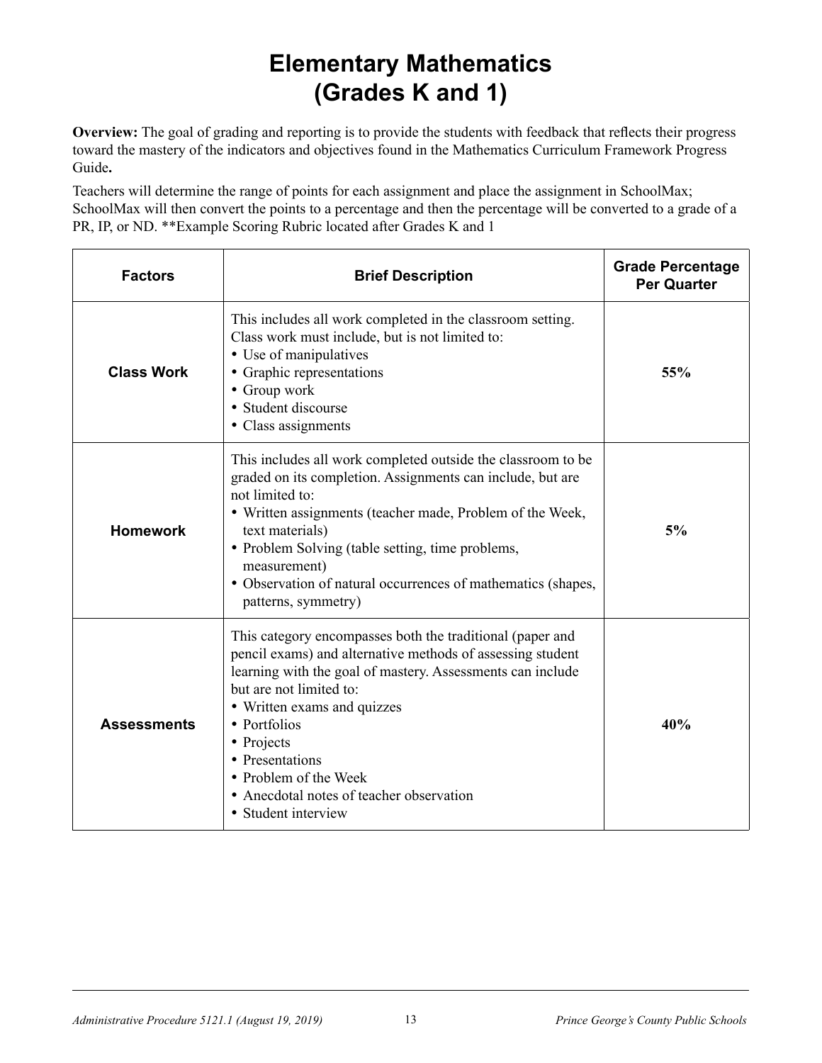# Elementary Mathematics (Grades K and 1)

**Overview:** The goal of grading and reporting is to provide the students with feedback that reflects their progress toward the mastery of the indicators and objectives found in the Mathematics Curriculum Framework Progress Guide**.**

Teachers will determine the range of points for each assignment and place the assignment in SchoolMax; SchoolMax will then convert the points to a percentage and then the percentage will be converted to a grade of a PR, IP, or ND. **Example Scoring Rubric located after Grades K and 1

| Factors | Brief Description | Grade Percentage Per Quarter |
|---|---|---|
| **Class Work** | This includes all work completed in the classroom setting. Class work must include, but is not limited to:<br>• Use of manipulatives<br>• Graphic representations<br>• Group work<br>• Student discourse<br>• Class assignments | **55%** |
| **Homework** | This includes all work completed outside the classroom to be graded on its completion. Assignments can include, but are not limited to:<br>• Written assignments (teacher made, Problem of the Week, text materials)<br>• Problem Solving (table setting, time problems, measurement)<br>• Observation of natural occurrences of mathematics (shapes, patterns, symmetry) | **5%** |
| **Assessments** | This category encompasses both the traditional (paper and pencil exams) and alternative methods of assessing student learning with the goal of mastery. Assessments can include but are not limited to:<br>• Written exams and quizzes<br>• Portfolios<br>• Projects<br>• Presentations<br>• Problem of the Week<br>• Anecdotal notes of teacher observation<br>• Student interview | **40%** |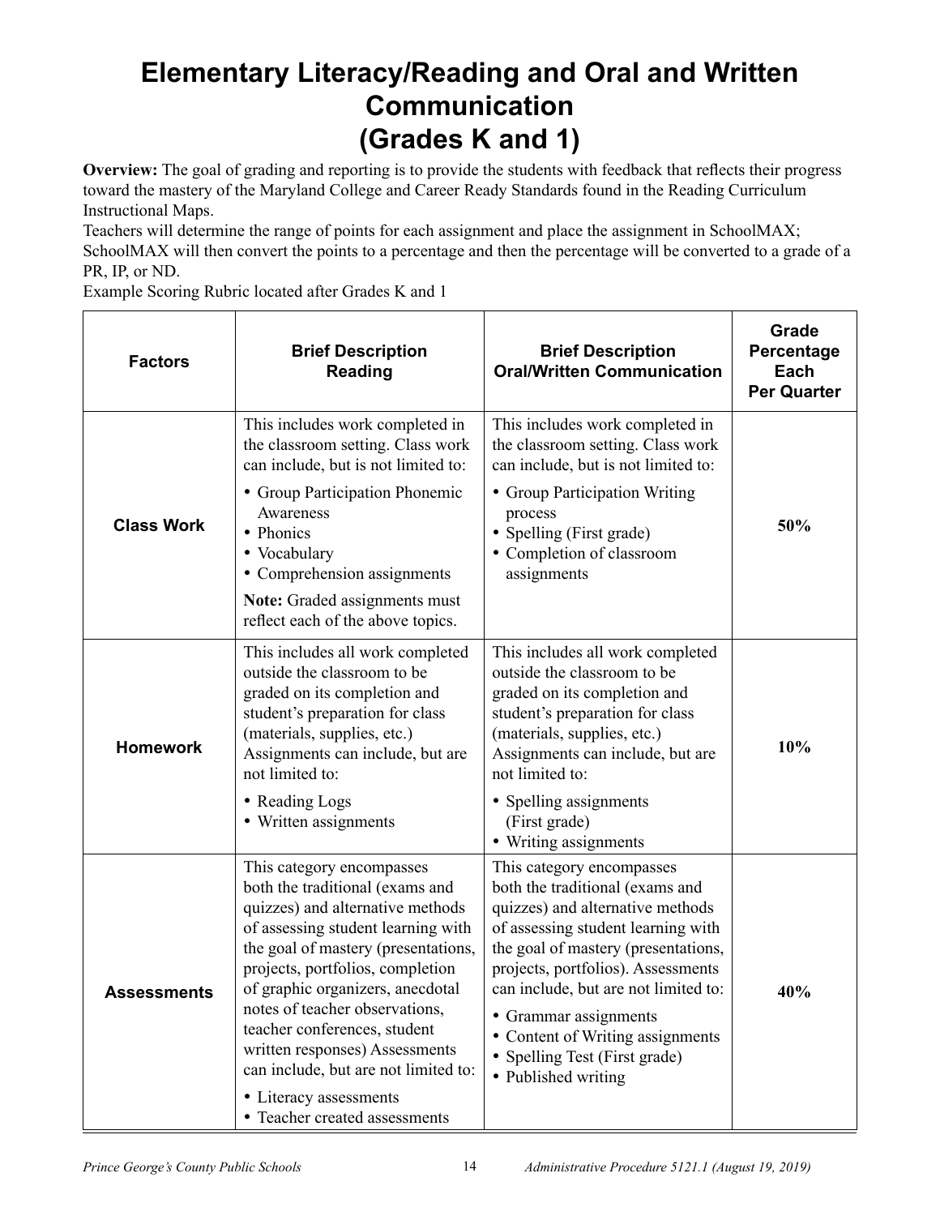# Elementary Literacy/Reading and Oral and Written Communication (Grades K and 1)

**Overview:** The goal of grading and reporting is to provide the students with feedback that reflects their progress toward the mastery of the Maryland College and Career Ready Standards found in the Reading Curriculum Instructional Maps.

Teachers will determine the range of points for each assignment and place the assignment in SchoolMAX; SchoolMAX will then convert the points to a percentage and then the percentage will be converted to a grade of a PR, IP, or ND.

Example Scoring Rubric located after Grades K and 1

| Factors | Brief Description Reading | Brief Description Oral/Written Communication | Grade Percentage Each Per Quarter |
|---|---|---|---|
| **Class Work** | This includes work completed in the classroom setting. Class work can include, but is not limited to: <br>• Group Participation Phonemic Awareness <br>• Phonics <br>• Vocabulary <br>• Comprehension assignments <br>**Note:** Graded assignments must reflect each of the above topics. | This includes work completed in the classroom setting. Class work can include, but is not limited to: <br>• Group Participation Writing process <br>• Spelling (First grade) <br>• Completion of classroom assignments | **50%** |
| **Homework** | This includes all work completed outside the classroom to be graded on its completion and student's preparation for class (materials, supplies, etc.) Assignments can include, but are not limited to: <br>• Reading Logs <br>• Written assignments | This includes all work completed outside the classroom to be graded on its completion and student's preparation for class (materials, supplies, etc.) Assignments can include, but are not limited to: <br>• Spelling assignments (First grade) <br>• Writing assignments | **10%** |
| **Assessments** | This category encompasses both the traditional (exams and quizzes) and alternative methods of assessing student learning with the goal of mastery (presentations, projects, portfolios, completion of graphic organizers, anecdotal notes of teacher observations, teacher conferences, student written responses) Assessments can include, but are not limited to: <br>• Literacy assessments <br>• Teacher created assessments | This category encompasses both the traditional (exams and quizzes) and alternative methods of assessing student learning with the goal of mastery (presentations, projects, portfolios). Assessments can include, but are not limited to: <br>• Grammar assignments <br>• Content of Writing assignments <br>• Spelling Test (First grade) <br>• Published writing | **40%** |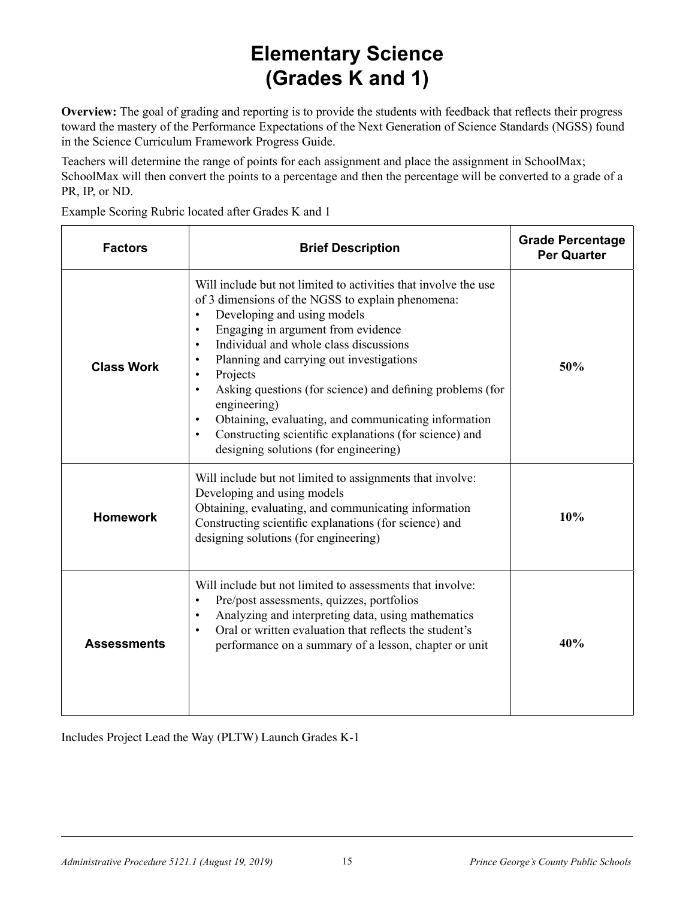# Elementary Science (Grades K and 1)

**Overview:** The goal of grading and reporting is to provide the students with feedback that reflects their progress toward the mastery of the Performance Expectations of the Next Generation of Science Standards (NGSS) found in the Science Curriculum Framework Progress Guide.

Teachers will determine the range of points for each assignment and place the assignment in SchoolMax; SchoolMax will then convert the points to a percentage and then the percentage will be converted to a grade of a PR, IP, or ND.

Example Scoring Rubric located after Grades K and 1

| Factors | Brief Description | Grade Percentage Per Quarter |
|---|---|---|
| **Class Work** | Will include but not limited to activities that involve the use of 3 dimensions of the NGSS to explain phenomena:<br>• Developing and using models<br>• Engaging in argument from evidence<br>• Individual and whole class discussions<br>• Planning and carrying out investigations<br>• Projects<br>• Asking questions (for science) and defining problems (for engineering)<br>• Obtaining, evaluating, and communicating information<br>• Constructing scientific explanations (for science) and designing solutions (for engineering) | **50%** |
| **Homework** | Will include but not limited to assignments that involve:<br>Developing and using models<br>Obtaining, evaluating, and communicating information<br>Constructing scientific explanations (for science) and designing solutions (for engineering) | **10%** |
| **Assessments** | Will include but not limited to assessments that involve:<br>• Pre/post assessments, quizzes, portfolios<br>• Analyzing and interpreting data, using mathematics<br>• Oral or written evaluation that reflects the student's performance on a summary of a lesson, chapter or unit | **40%** |

Includes Project Lead the Way (PLTW) Launch Grades K-1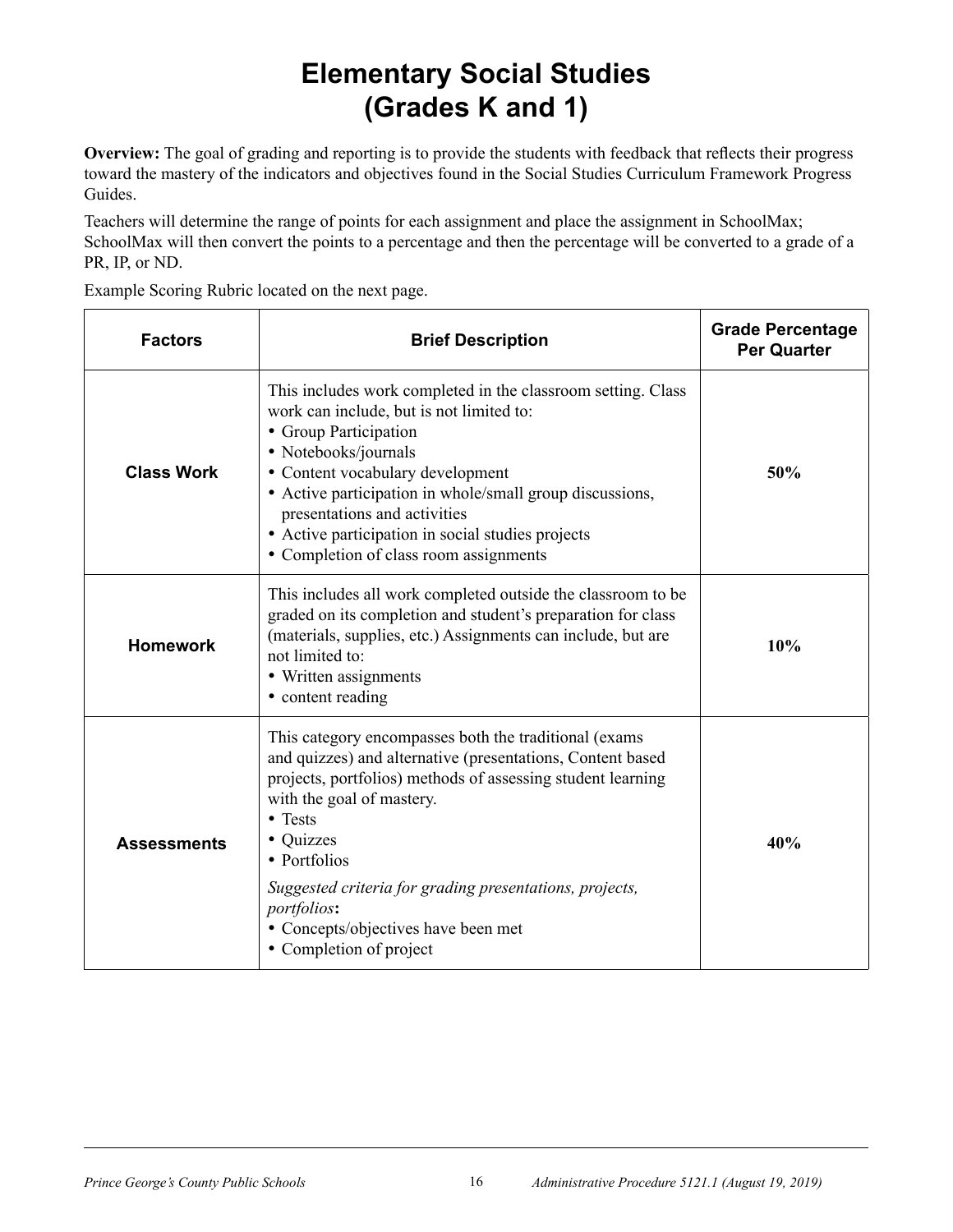# Elementary Social Studies (Grades K and 1)

**Overview:** The goal of grading and reporting is to provide the students with feedback that reflects their progress toward the mastery of the indicators and objectives found in the Social Studies Curriculum Framework Progress Guides.

Teachers will determine the range of points for each assignment and place the assignment in SchoolMax; SchoolMax will then convert the points to a percentage and then the percentage will be converted to a grade of a PR, IP, or ND.

Example Scoring Rubric located on the next page.

| Factors | Brief Description | Grade Percentage Per Quarter |
|---|---|---|
| **Class Work** | This includes work completed in the classroom setting. Class work can include, but is not limited to:<br>• Group Participation<br>• Notebooks/journals<br>• Content vocabulary development<br>• Active participation in whole/small group discussions, presentations and activities<br>• Active participation in social studies projects<br>• Completion of class room assignments | **50%** |
| **Homework** | This includes all work completed outside the classroom to be graded on its completion and student's preparation for class (materials, supplies, etc.) Assignments can include, but are not limited to:<br>• Written assignments<br>• content reading | **10%** |
| **Assessments** | This category encompasses both the traditional (exams and quizzes) and alternative (presentations, Content based projects, portfolios) methods of assessing student learning with the goal of mastery.<br>• Tests<br>• Quizzes<br>• Portfolios<br>*Suggested criteria for grading presentations, projects, portfolios***:**<br>• Concepts/objectives have been met<br>• Completion of project | **40%** |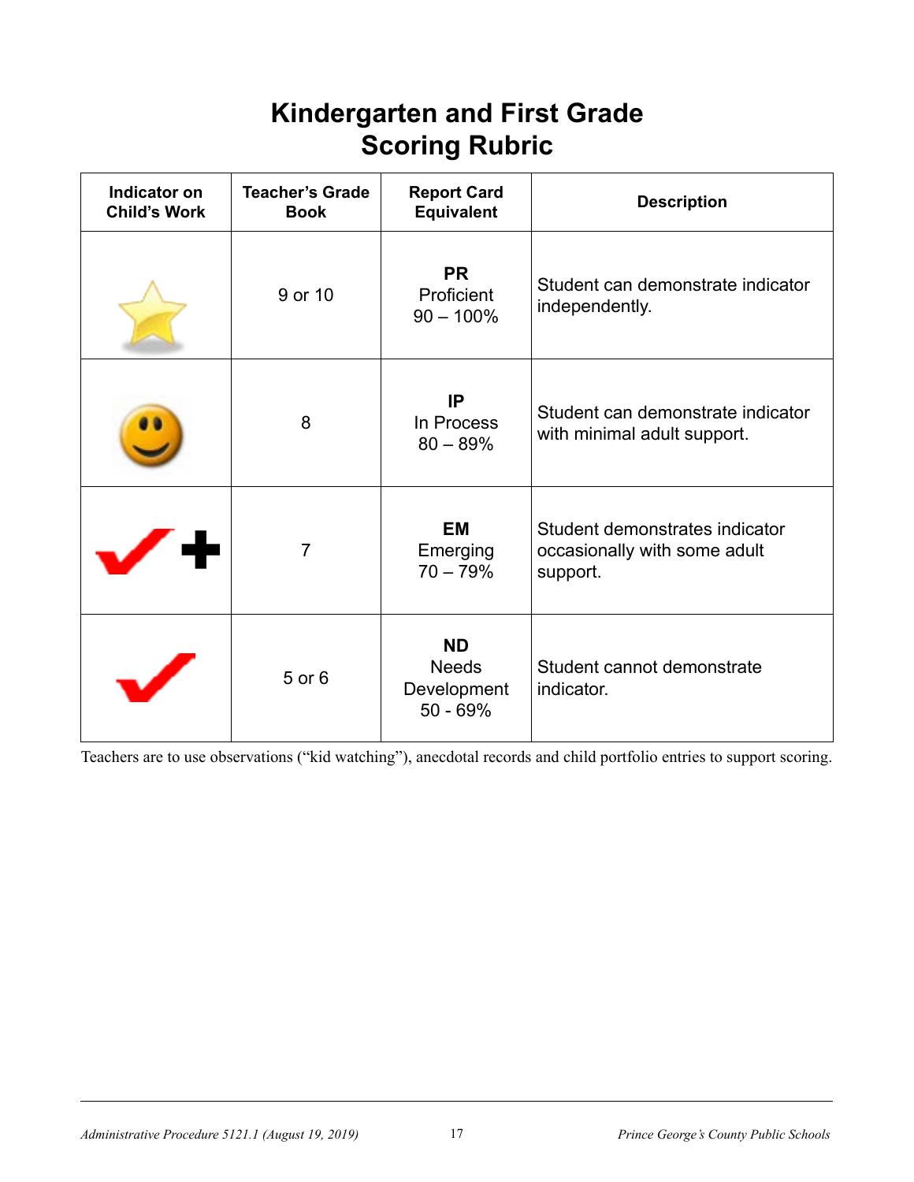# Kindergarten and First Grade Scoring Rubric

| Indicator on Child's Work | Teacher's Grade Book | Report Card Equivalent | Description |
|---|---|---|---|
| | 9 or 10 | **PR** Proficient 90 – 100% | Student can demonstrate indicator independently. |
| | 8 | **IP** In Process 80 – 89% | Student can demonstrate indicator with minimal adult support. |
| + | 7 | **EM** Emerging 70 – 79% | Student demonstrates indicator occasionally with some adult support. |
| | 5 or 6 | **ND** Needs Development 50 - 69% | Student cannot demonstrate indicator. |

Teachers are to use observations ("kid watching"), anecdotal records and child portfolio entries to support scoring.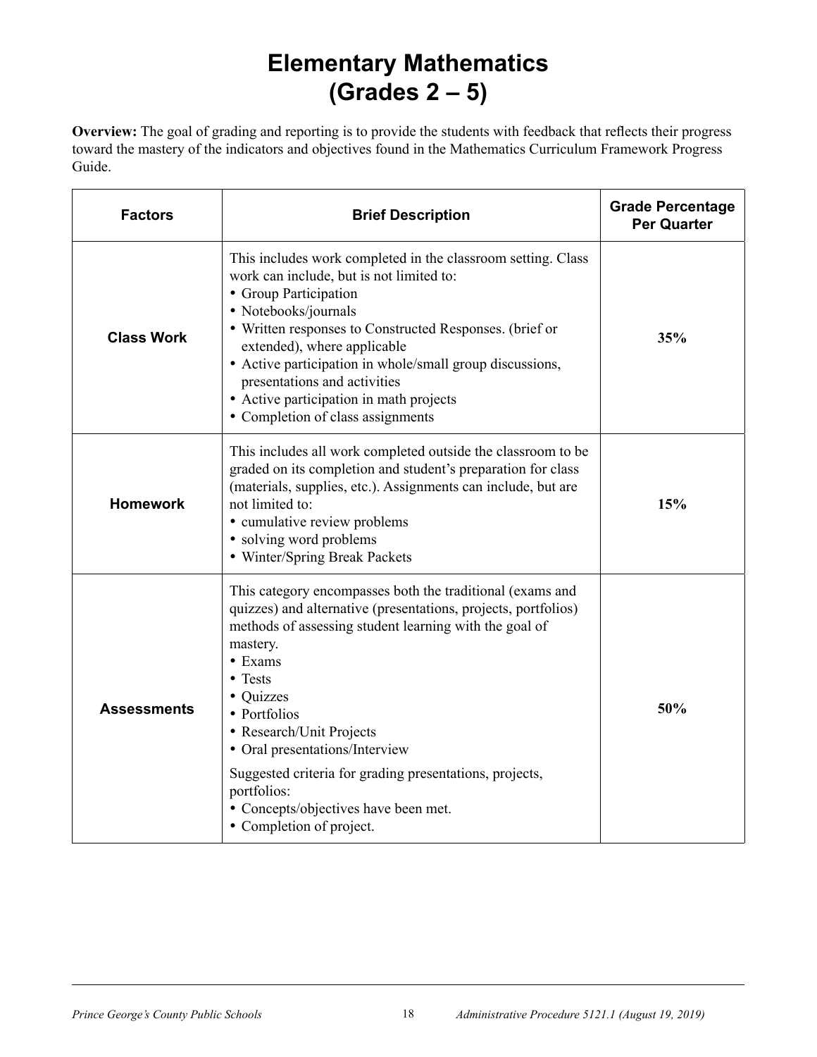# Elementary Mathematics (Grades 2 – 5)

**Overview:** The goal of grading and reporting is to provide the students with feedback that reflects their progress toward the mastery of the indicators and objectives found in the Mathematics Curriculum Framework Progress Guide.

| Factors | Brief Description | Grade Percentage Per Quarter |
|---|---|---|
| **Class Work** | This includes work completed in the classroom setting. Class work can include, but is not limited to:<br>• Group Participation<br>• Notebooks/journals<br>• Written responses to Constructed Responses. (brief or extended), where applicable<br>• Active participation in whole/small group discussions, presentations and activities<br>• Active participation in math projects<br>• Completion of class assignments | **35%** |
| **Homework** | This includes all work completed outside the classroom to be graded on its completion and student's preparation for class (materials, supplies, etc.). Assignments can include, but are not limited to:<br>• cumulative review problems<br>• solving word problems<br>• Winter/Spring Break Packets | **15%** |
| **Assessments** | This category encompasses both the traditional (exams and quizzes) and alternative (presentations, projects, portfolios) methods of assessing student learning with the goal of mastery.<br>• Exams<br>• Tests<br>• Quizzes<br>• Portfolios<br>• Research/Unit Projects<br>• Oral presentations/Interview<br><br>Suggested criteria for grading presentations, projects, portfolios:<br>• Concepts/objectives have been met.<br>• Completion of project. | **50%** |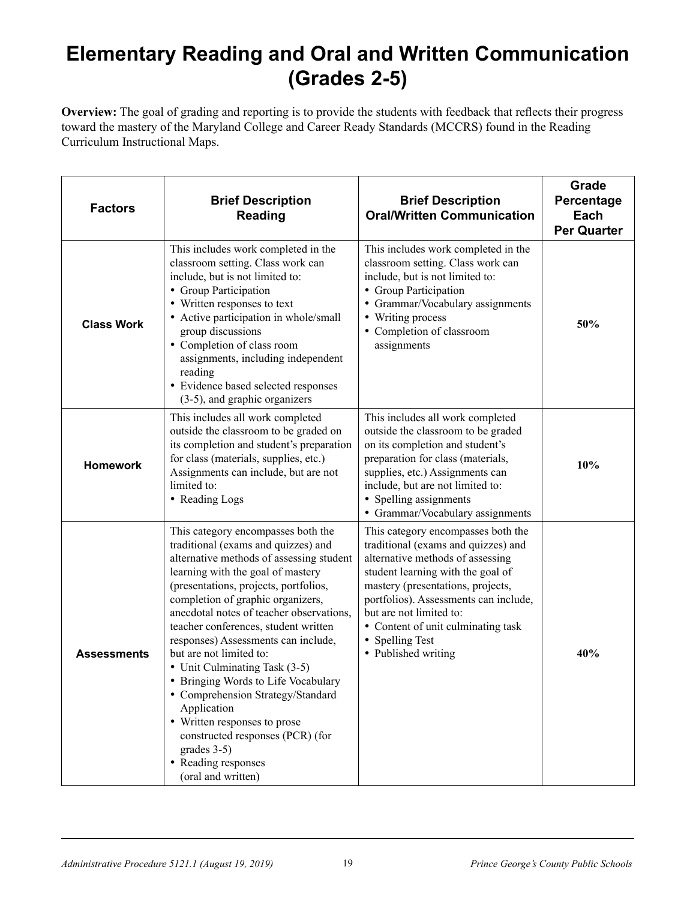# Elementary Reading and Oral and Written Communication (Grades 2-5)

**Overview:** The goal of grading and reporting is to provide the students with feedback that reflects their progress toward the mastery of the Maryland College and Career Ready Standards (MCCRS) found in the Reading Curriculum Instructional Maps.

| Factors | Brief Description Reading | Brief Description Oral/Written Communication | Grade Percentage Each Per Quarter |
|---|---|---|---|
| **Class Work** | This includes work completed in the classroom setting. Class work can include, but is not limited to:<br>• Group Participation<br>• Written responses to text<br>• Active participation in whole/small group discussions<br>• Completion of class room assignments, including independent reading<br>• Evidence based selected responses (3-5), and graphic organizers | This includes work completed in the classroom setting. Class work can include, but is not limited to:<br>• Group Participation<br>• Grammar/Vocabulary assignments<br>• Writing process<br>• Completion of classroom assignments | **50%** |
| **Homework** | This includes all work completed outside the classroom to be graded on its completion and student's preparation for class (materials, supplies, etc.) Assignments can include, but are not limited to:<br>• Reading Logs | This includes all work completed outside the classroom to be graded on its completion and student's preparation for class (materials, supplies, etc.) Assignments can include, but are not limited to:<br>• Spelling assignments<br>• Grammar/Vocabulary assignments | **10%** |
| **Assessments** | This category encompasses both the traditional (exams and quizzes) and alternative methods of assessing student learning with the goal of mastery (presentations, projects, portfolios, completion of graphic organizers, anecdotal notes of teacher observations, teacher conferences, student written responses) Assessments can include, but are not limited to:<br>• Unit Culminating Task (3-5)<br>• Bringing Words to Life Vocabulary<br>• Comprehension Strategy/Standard Application<br>• Written responses to prose constructed responses (PCR) (for grades 3-5)<br>• Reading responses (oral and written) | This category encompasses both the traditional (exams and quizzes) and alternative methods of assessing student learning with the goal of mastery (presentations, projects, portfolios). Assessments can include, but are not limited to:<br>• Content of unit culminating task<br>• Spelling Test<br>• Published writing | **40%** |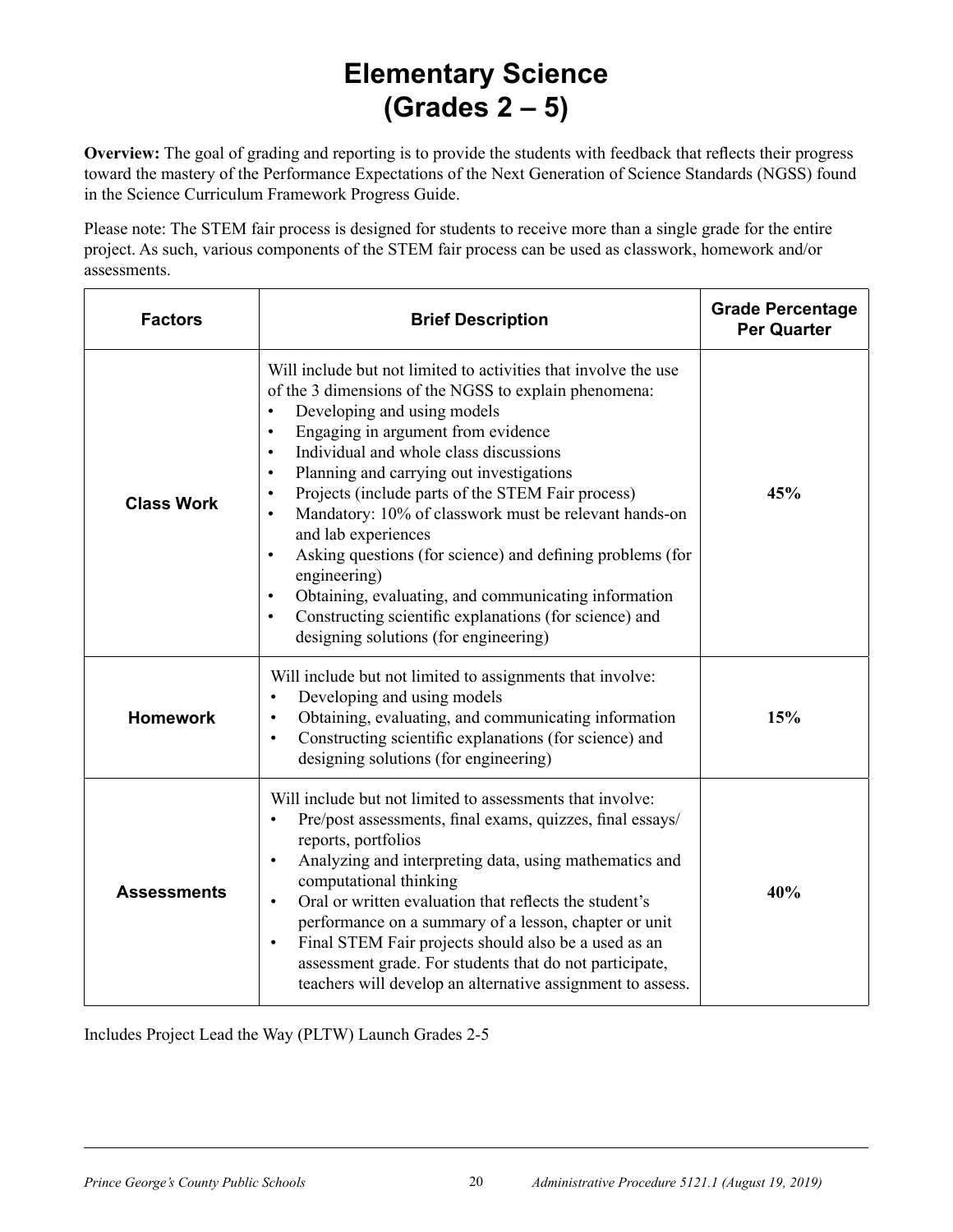# Elementary Science (Grades 2 – 5)

**Overview:** The goal of grading and reporting is to provide the students with feedback that reflects their progress toward the mastery of the Performance Expectations of the Next Generation of Science Standards (NGSS) found in the Science Curriculum Framework Progress Guide.

Please note: The STEM fair process is designed for students to receive more than a single grade for the entire project. As such, various components of the STEM fair process can be used as classwork, homework and/or assessments.

| Factors | Brief Description | Grade Percentage Per Quarter |
|---|---|---|
| **Class Work** | Will include but not limited to activities that involve the use of the 3 dimensions of the NGSS to explain phenomena:<br>• Developing and using models<br>• Engaging in argument from evidence<br>• Individual and whole class discussions<br>• Planning and carrying out investigations<br>• Projects (include parts of the STEM Fair process)<br>• Mandatory: 10% of classwork must be relevant hands-on and lab experiences<br>• Asking questions (for science) and defining problems (for engineering)<br>• Obtaining, evaluating, and communicating information<br>• Constructing scientific explanations (for science) and designing solutions (for engineering) | **45%** |
| **Homework** | Will include but not limited to assignments that involve:<br>• Developing and using models<br>• Obtaining, evaluating, and communicating information<br>• Constructing scientific explanations (for science) and designing solutions (for engineering) | **15%** |
| **Assessments** | Will include but not limited to assessments that involve:<br>• Pre/post assessments, final exams, quizzes, final essays/reports, portfolios<br>• Analyzing and interpreting data, using mathematics and computational thinking<br>• Oral or written evaluation that reflects the student's performance on a summary of a lesson, chapter or unit<br>• Final STEM Fair projects should also be a used as an assessment grade. For students that do not participate, teachers will develop an alternative assignment to assess. | **40%** |

Includes Project Lead the Way (PLTW) Launch Grades 2-5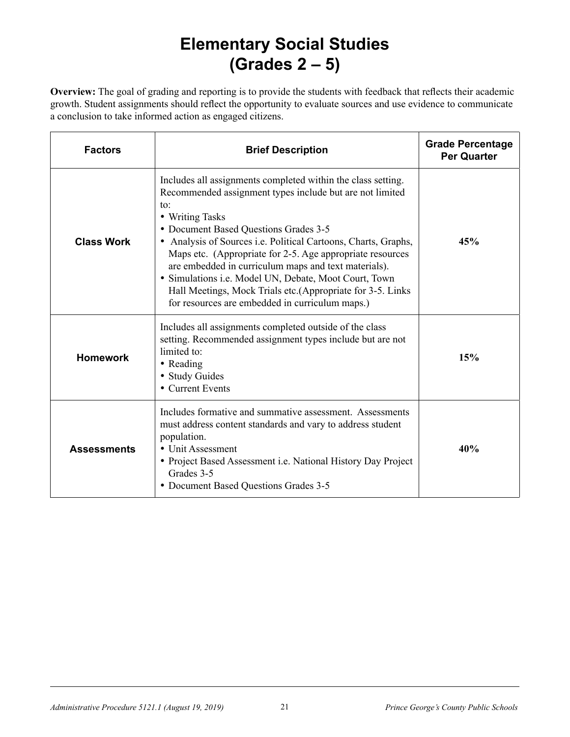# Elementary Social Studies (Grades 2 – 5)

**Overview:** The goal of grading and reporting is to provide the students with feedback that reflects their academic growth. Student assignments should reflect the opportunity to evaluate sources and use evidence to communicate a conclusion to take informed action as engaged citizens.

| Factors | Brief Description | Grade Percentage Per Quarter |
|---|---|---|
| **Class Work** | Includes all assignments completed within the class setting. Recommended assignment types include but are not limited to:<br>• Writing Tasks<br>• Document Based Questions Grades 3-5<br>• Analysis of Sources i.e. Political Cartoons, Charts, Graphs, Maps etc. (Appropriate for 2-5. Age appropriate resources are embedded in curriculum maps and text materials).<br>• Simulations i.e. Model UN, Debate, Moot Court, Town Hall Meetings, Mock Trials etc.(Appropriate for 3-5. Links for resources are embedded in curriculum maps.) | **45%** |
| **Homework** | Includes all assignments completed outside of the class setting. Recommended assignment types include but are not limited to:<br>• Reading<br>• Study Guides<br>• Current Events | **15%** |
| **Assessments** | Includes formative and summative assessment. Assessments must address content standards and vary to address student population.<br>• Unit Assessment<br>• Project Based Assessment i.e. National History Day Project Grades 3-5<br>• Document Based Questions Grades 3-5 | **40%** |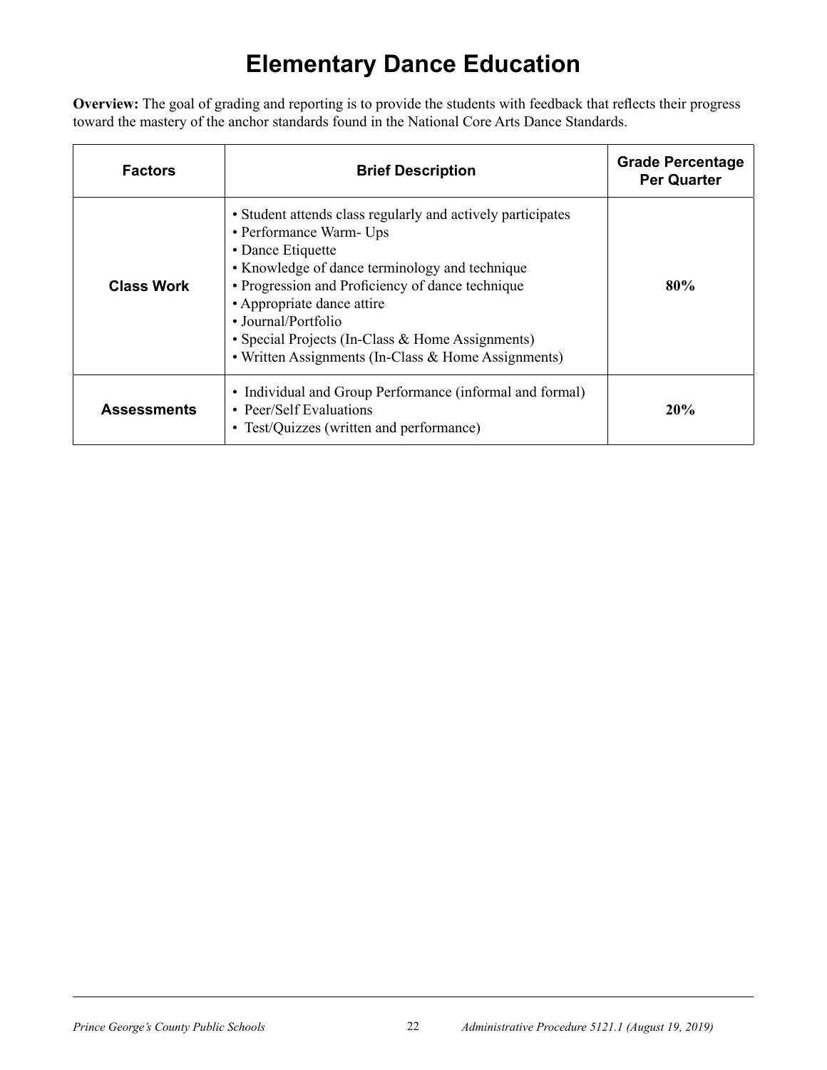# Elementary Dance Education

**Overview:** The goal of grading and reporting is to provide the students with feedback that reflects their progress toward the mastery of the anchor standards found in the National Core Arts Dance Standards.

| Factors | Brief Description | Grade Percentage Per Quarter |
|---|---|---|
| **Class Work** | • Student attends class regularly and actively participates<br>• Performance Warm- Ups<br>• Dance Etiquette<br>• Knowledge of dance terminology and technique<br>• Progression and Proficiency of dance technique<br>• Appropriate dance attire<br>• Journal/Portfolio<br>• Special Projects (In-Class & Home Assignments)<br>• Written Assignments (In-Class & Home Assignments) | **80%** |
| **Assessments** | • Individual and Group Performance (informal and formal)<br>• Peer/Self Evaluations<br>• Test/Quizzes (written and performance) | **20%** |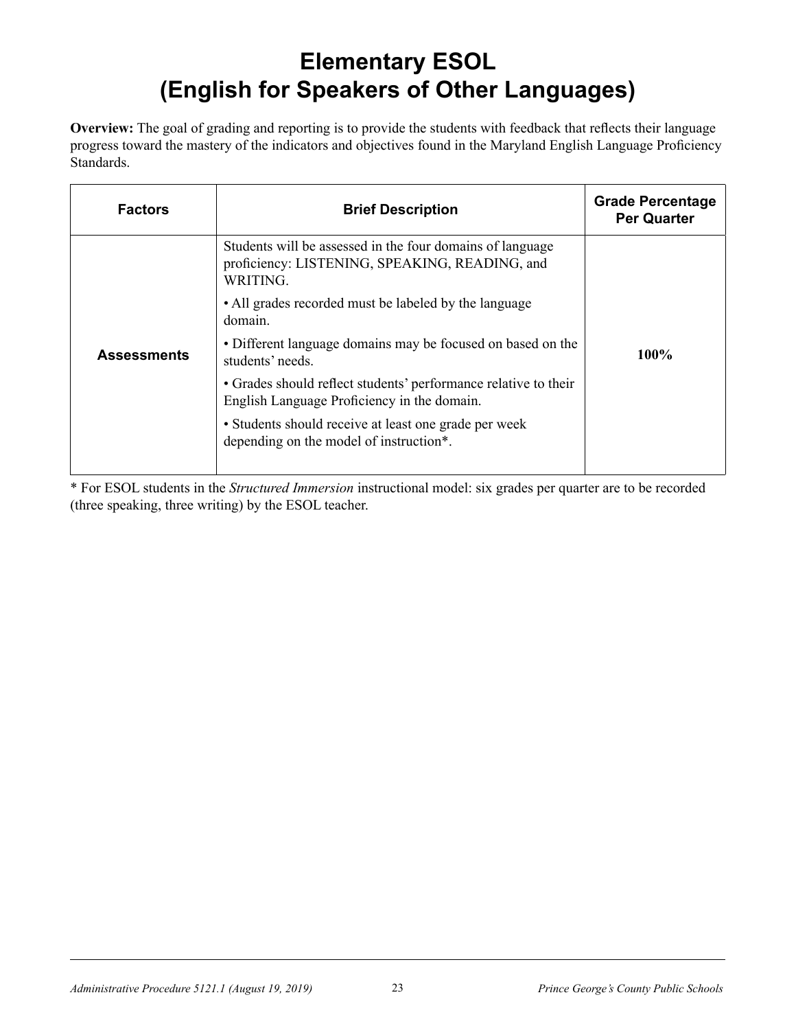# Elementary ESOL
# (English for Speakers of Other Languages)

**Overview:** The goal of grading and reporting is to provide the students with feedback that reflects their language progress toward the mastery of the indicators and objectives found in the Maryland English Language Proficiency Standards.

| Factors | Brief Description | Grade Percentage Per Quarter |
|---|---|---|
| **Assessments** | Students will be assessed in the four domains of language proficiency: LISTENING, SPEAKING, READING, and WRITING.<br>• All grades recorded must be labeled by the language domain.<br>• Different language domains may be focused on based on the students' needs.<br>• Grades should reflect students' performance relative to their English Language Proficiency in the domain.<br>• Students should receive at least one grade per week depending on the model of instruction*. | **100%** |

\* For ESOL students in the *Structured Immersion* instructional model: six grades per quarter are to be recorded (three speaking, three writing) by the ESOL teacher.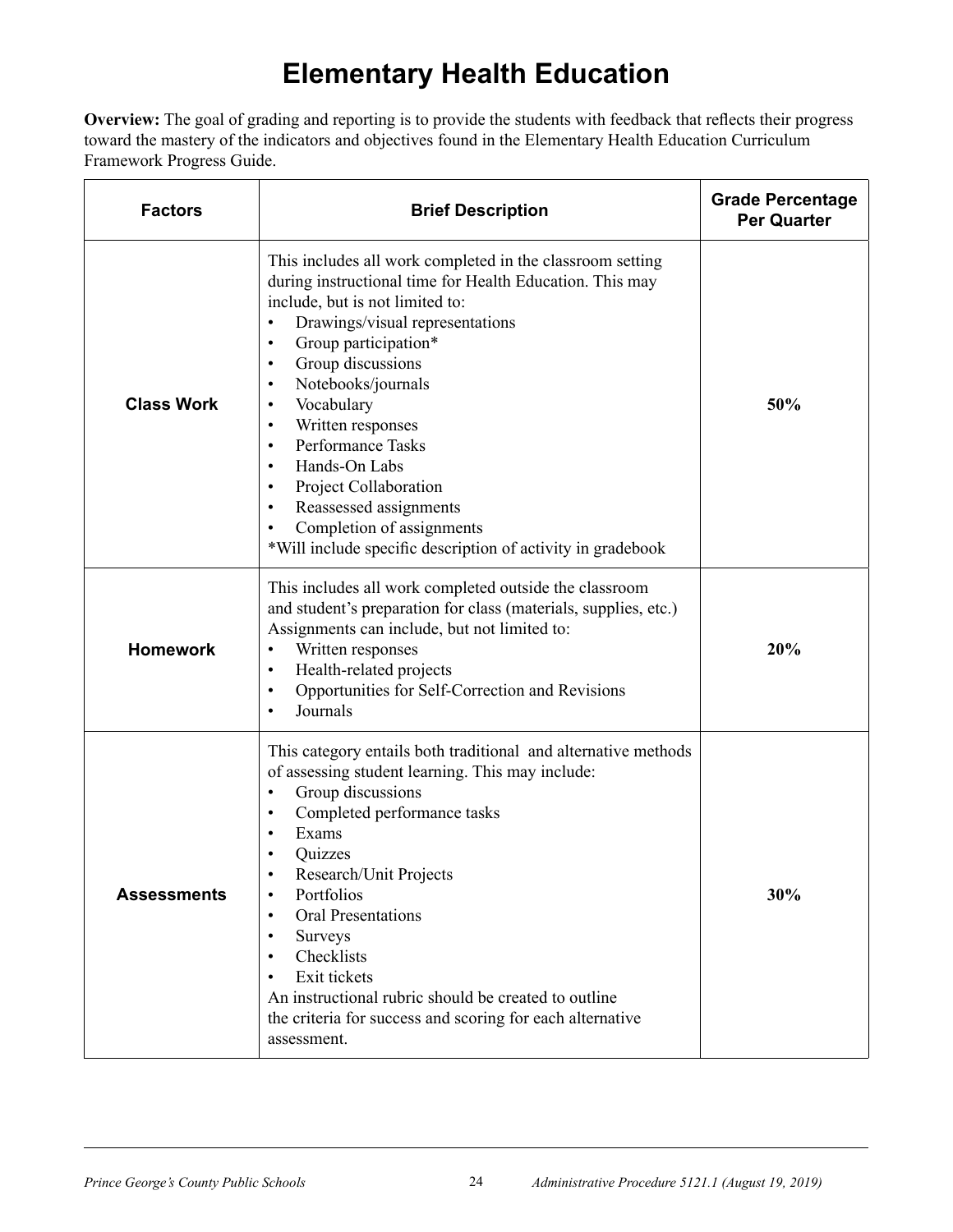# Elementary Health Education

**Overview:** The goal of grading and reporting is to provide the students with feedback that reflects their progress toward the mastery of the indicators and objectives found in the Elementary Health Education Curriculum Framework Progress Guide.

| Factors | Brief Description | Grade Percentage Per Quarter |
|---|---|---|
| **Class Work** | This includes all work completed in the classroom setting during instructional time for Health Education. This may include, but is not limited to:<br>• Drawings/visual representations<br>• Group participation*<br>• Group discussions<br>• Notebooks/journals<br>• Vocabulary<br>• Written responses<br>• Performance Tasks<br>• Hands-On Labs<br>• Project Collaboration<br>• Reassessed assignments<br>• Completion of assignments<br>*Will include specific description of activity in gradebook | **50%** |
| **Homework** | This includes all work completed outside the classroom and student's preparation for class (materials, supplies, etc.) Assignments can include, but not limited to:<br>• Written responses<br>• Health-related projects<br>• Opportunities for Self-Correction and Revisions<br>• Journals | **20%** |
| **Assessments** | This category entails both traditional and alternative methods of assessing student learning. This may include:<br>• Group discussions<br>• Completed performance tasks<br>• Exams<br>• Quizzes<br>• Research/Unit Projects<br>• Portfolios<br>• Oral Presentations<br>• Surveys<br>• Checklists<br>• Exit tickets<br>An instructional rubric should be created to outline the criteria for success and scoring for each alternative assessment. | **30%** |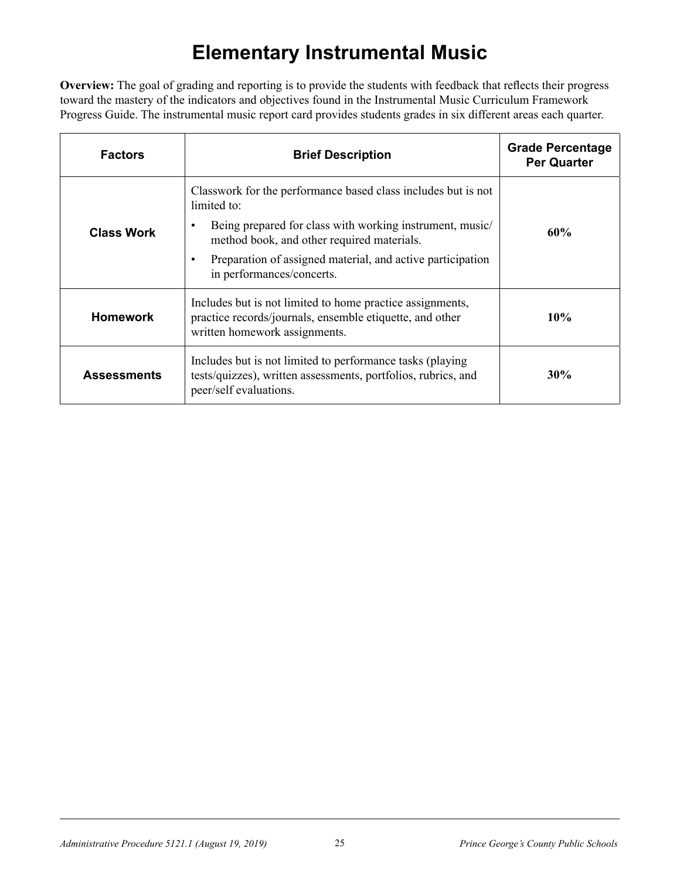# Elementary Instrumental Music

**Overview:** The goal of grading and reporting is to provide the students with feedback that reflects their progress toward the mastery of the indicators and objectives found in the Instrumental Music Curriculum Framework Progress Guide. The instrumental music report card provides students grades in six different areas each quarter.

| Factors | Brief Description | Grade Percentage Per Quarter |
|---|---|---|
| **Class Work** | Classwork for the performance based class includes but is not limited to:<br>• Being prepared for class with working instrument, music/ method book, and other required materials.<br>• Preparation of assigned material, and active participation in performances/concerts. | **60%** |
| **Homework** | Includes but is not limited to home practice assignments, practice records/journals, ensemble etiquette, and other written homework assignments. | **10%** |
| **Assessments** | Includes but is not limited to performance tasks (playing tests/quizzes), written assessments, portfolios, rubrics, and peer/self evaluations. | **30%** |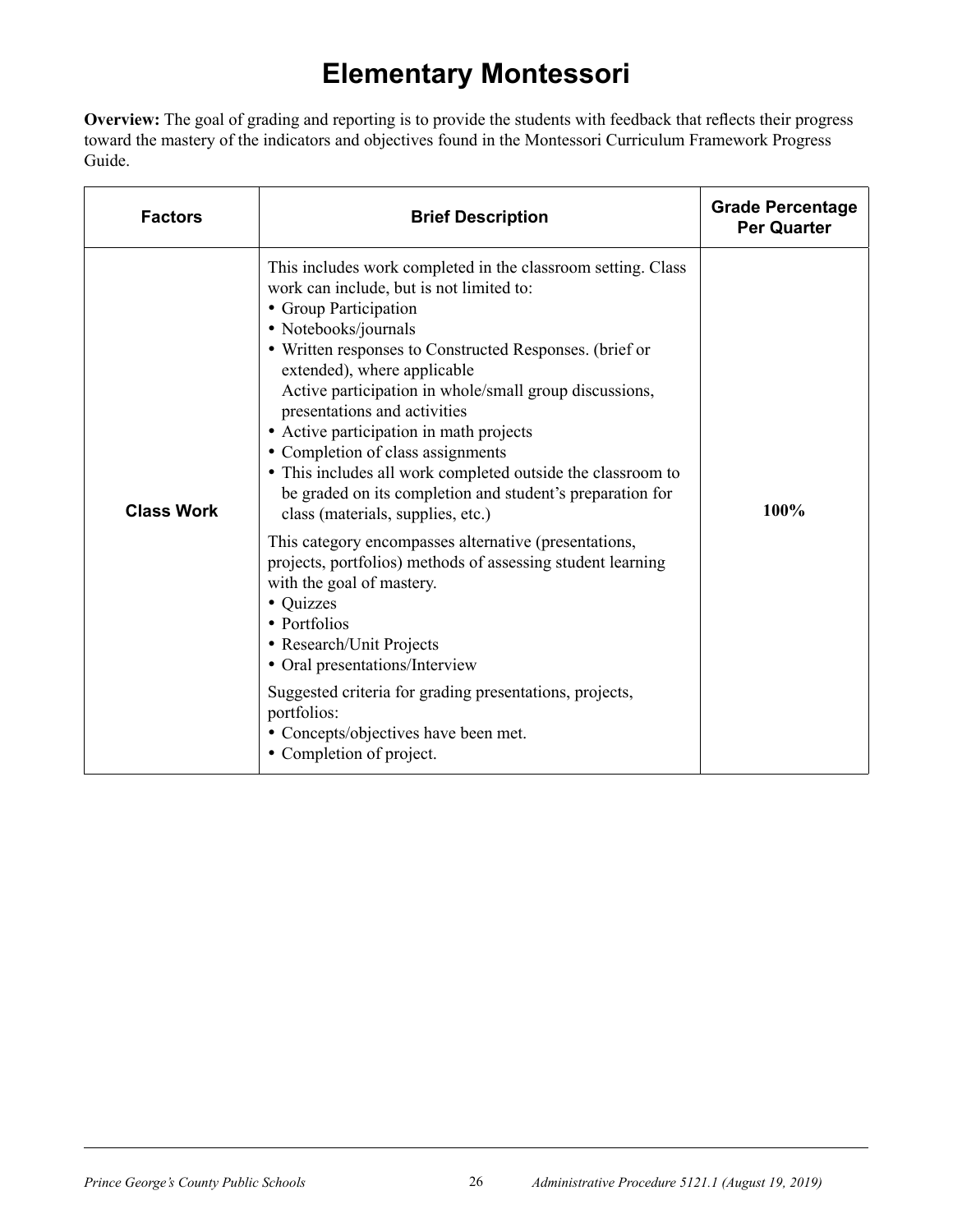# Elementary Montessori

**Overview:** The goal of grading and reporting is to provide the students with feedback that reflects their progress toward the mastery of the indicators and objectives found in the Montessori Curriculum Framework Progress Guide.

| Factors | Brief Description | Grade Percentage Per Quarter |
|---|---|---|
| **Class Work** | This includes work completed in the classroom setting. Class work can include, but is not limited to:<br>• Group Participation<br>• Notebooks/journals<br>• Written responses to Constructed Responses. (brief or extended), where applicable<br>Active participation in whole/small group discussions, presentations and activities<br>• Active participation in math projects<br>• Completion of class assignments<br>• This includes all work completed outside the classroom to be graded on its completion and student's preparation for class (materials, supplies, etc.)<br><br>This category encompasses alternative (presentations, projects, portfolios) methods of assessing student learning with the goal of mastery.<br>• Quizzes<br>• Portfolios<br>• Research/Unit Projects<br>• Oral presentations/Interview<br><br>Suggested criteria for grading presentations, projects, portfolios:<br>• Concepts/objectives have been met.<br>• Completion of project. | **100%** |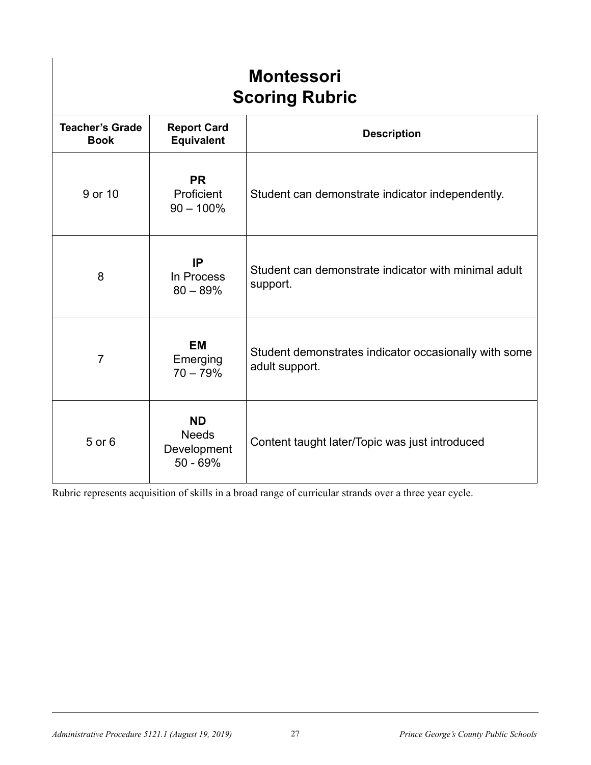# Montessori Scoring Rubric

| Teacher's Grade Book | Report Card Equivalent | Description |
|---|---|---|
| 9 or 10 | **PR** Proficient 90 – 100% | Student can demonstrate indicator independently. |
| 8 | **IP** In Process 80 – 89% | Student can demonstrate indicator with minimal adult support. |
| 7 | **EM** Emerging 70 – 79% | Student demonstrates indicator occasionally with some adult support. |
| 5 or 6 | **ND** Needs Development 50 - 69% | Content taught later/Topic was just introduced |

Rubric represents acquisition of skills in a broad range of curricular strands over a three year cycle.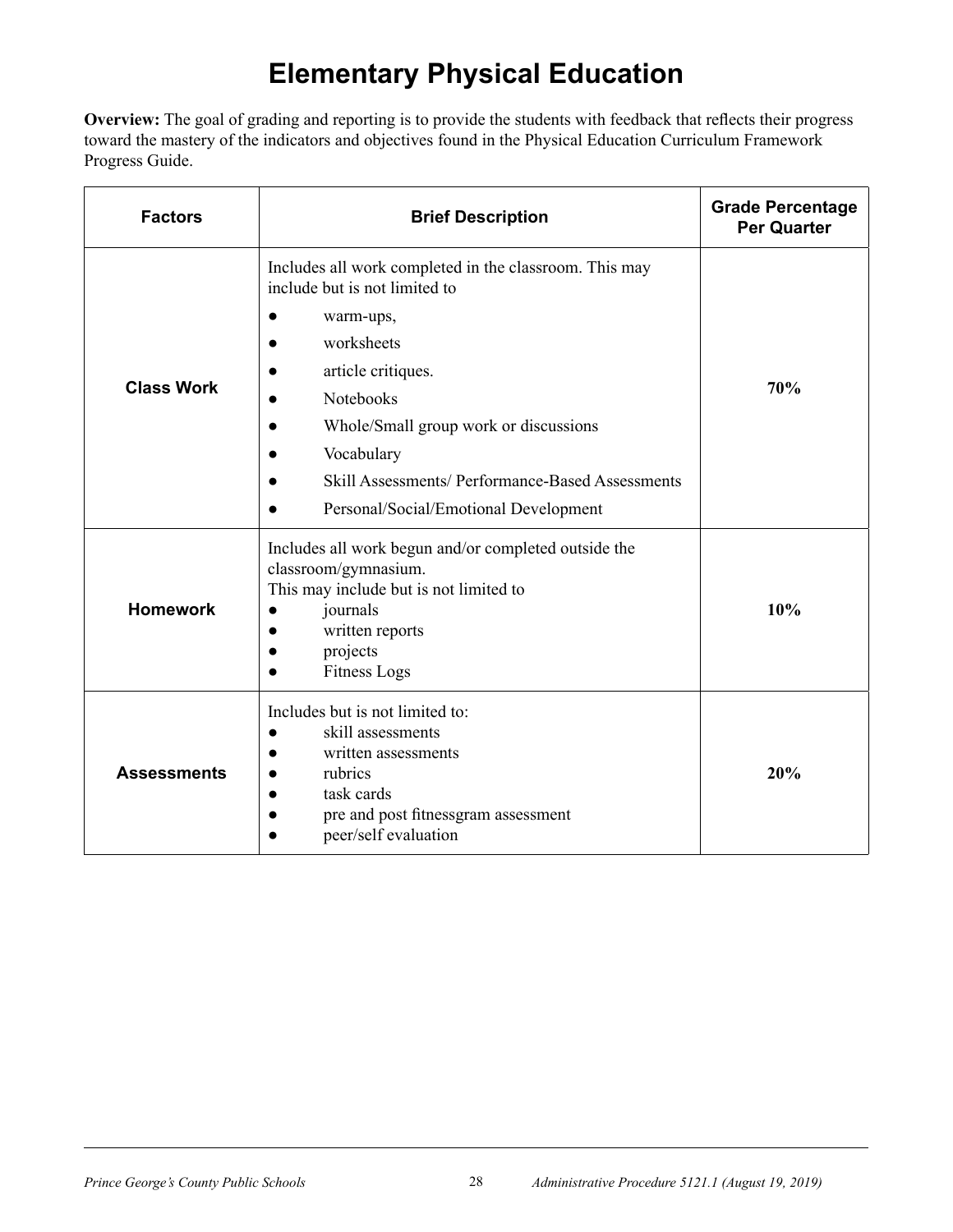# Elementary Physical Education

**Overview:** The goal of grading and reporting is to provide the students with feedback that reflects their progress toward the mastery of the indicators and objectives found in the Physical Education Curriculum Framework Progress Guide.

| Factors | Brief Description | Grade Percentage Per Quarter |
|---|---|---|
| **Class Work** | Includes all work completed in the classroom. This may include but is not limited to<br>● warm-ups,<br>● worksheets<br>● article critiques.<br>● Notebooks<br>● Whole/Small group work or discussions<br>● Vocabulary<br>● Skill Assessments/ Performance-Based Assessments<br>● Personal/Social/Emotional Development | **70%** |
| **Homework** | Includes all work begun and/or completed outside the classroom/gymnasium.<br>This may include but is not limited to<br>● journals<br>● written reports<br>● projects<br>● Fitness Logs | **10%** |
| **Assessments** | Includes but is not limited to:<br>● skill assessments<br>● written assessments<br>● rubrics<br>● task cards<br>● pre and post fitnessgram assessment<br>● peer/self evaluation | **20%** |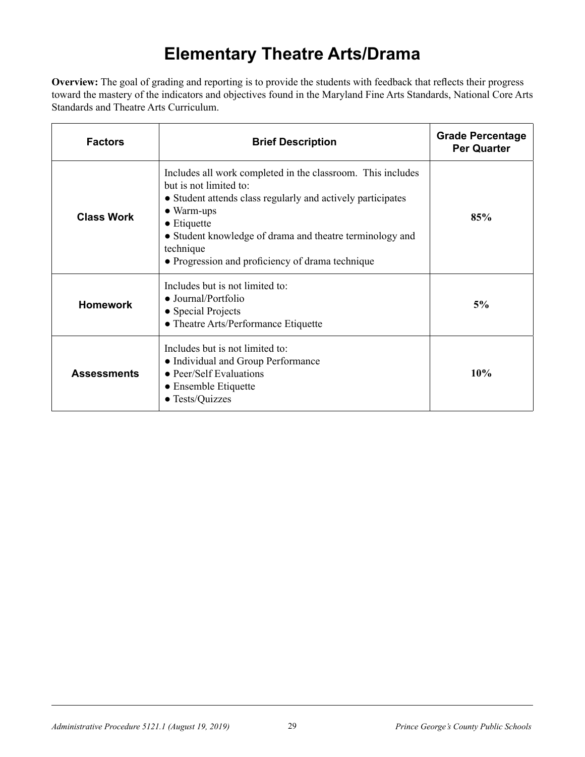# Elementary Theatre Arts/Drama

**Overview:** The goal of grading and reporting is to provide the students with feedback that reflects their progress toward the mastery of the indicators and objectives found in the Maryland Fine Arts Standards, National Core Arts Standards and Theatre Arts Curriculum.

| Factors | Brief Description | Grade Percentage Per Quarter |
|---|---|---|
| **Class Work** | Includes all work completed in the classroom. This includes but is not limited to:<br>● Student attends class regularly and actively participates<br>● Warm-ups<br>● Etiquette<br>● Student knowledge of drama and theatre terminology and technique<br>● Progression and proficiency of drama technique | **85%** |
| **Homework** | Includes but is not limited to:<br>● Journal/Portfolio<br>● Special Projects<br>● Theatre Arts/Performance Etiquette | **5%** |
| **Assessments** | Includes but is not limited to:<br>● Individual and Group Performance<br>● Peer/Self Evaluations<br>● Ensemble Etiquette<br>● Tests/Quizzes | **10%** |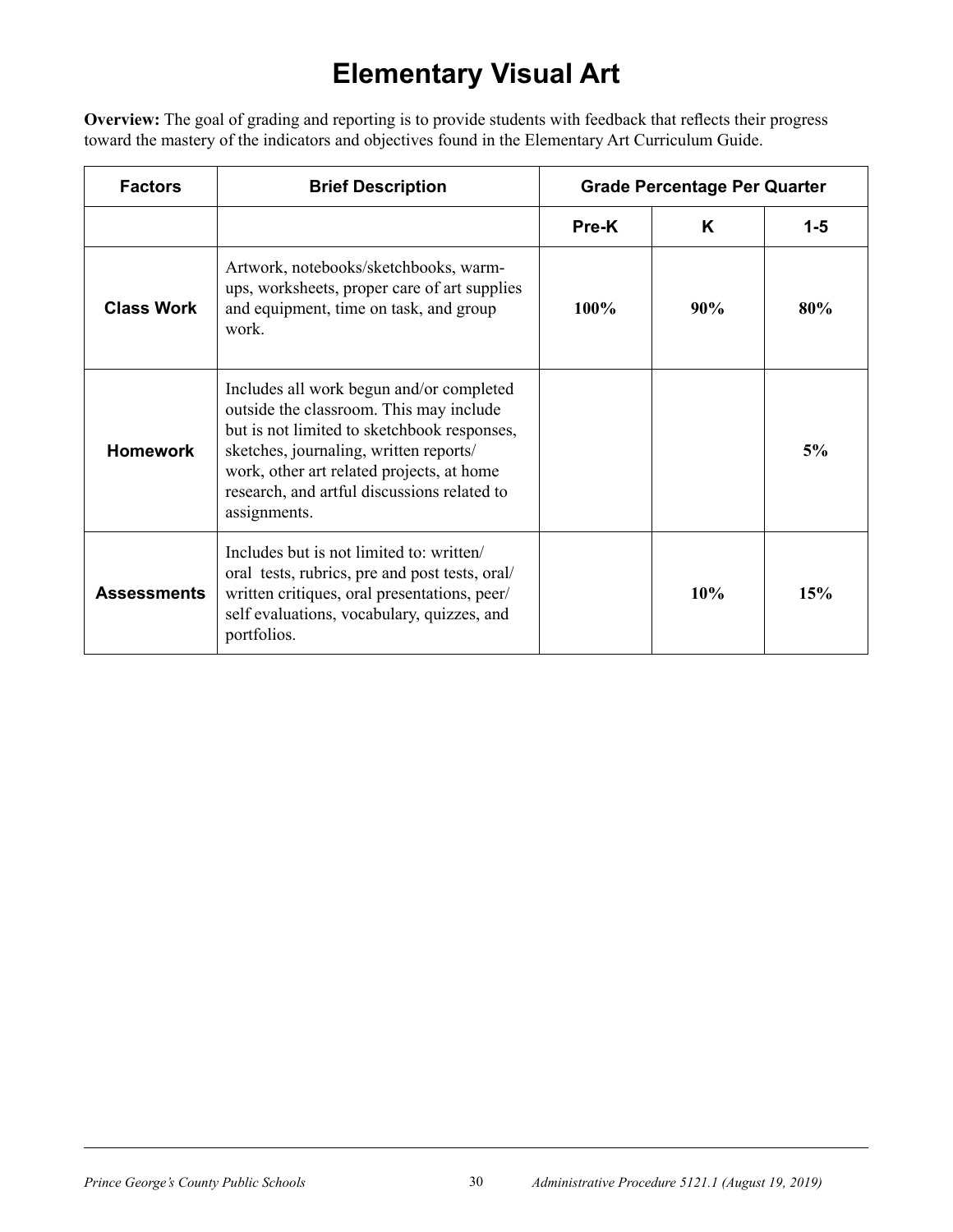# Elementary Visual Art

**Overview:** The goal of grading and reporting is to provide students with feedback that reflects their progress toward the mastery of the indicators and objectives found in the Elementary Art Curriculum Guide.

| Factors | Brief Description | Grade Percentage Per Quarter | | |
|---|---|---|---|---|
| | | Pre-K | K | 1-5 |
| **Class Work** | Artwork, notebooks/sketchbooks, warm-ups, worksheets, proper care of art supplies and equipment, time on task, and group work. | **100%** | **90%** | **80%** |
| **Homework** | Includes all work begun and/or completed outside the classroom. This may include but is not limited to sketchbook responses, sketches, journaling, written reports/work, other art related projects, at home research, and artful discussions related to assignments. | | | **5%** |
| **Assessments** | Includes but is not limited to: written/oral tests, rubrics, pre and post tests, oral/written critiques, oral presentations, peer/self evaluations, vocabulary, quizzes, and portfolios. | | **10%** | **15%** |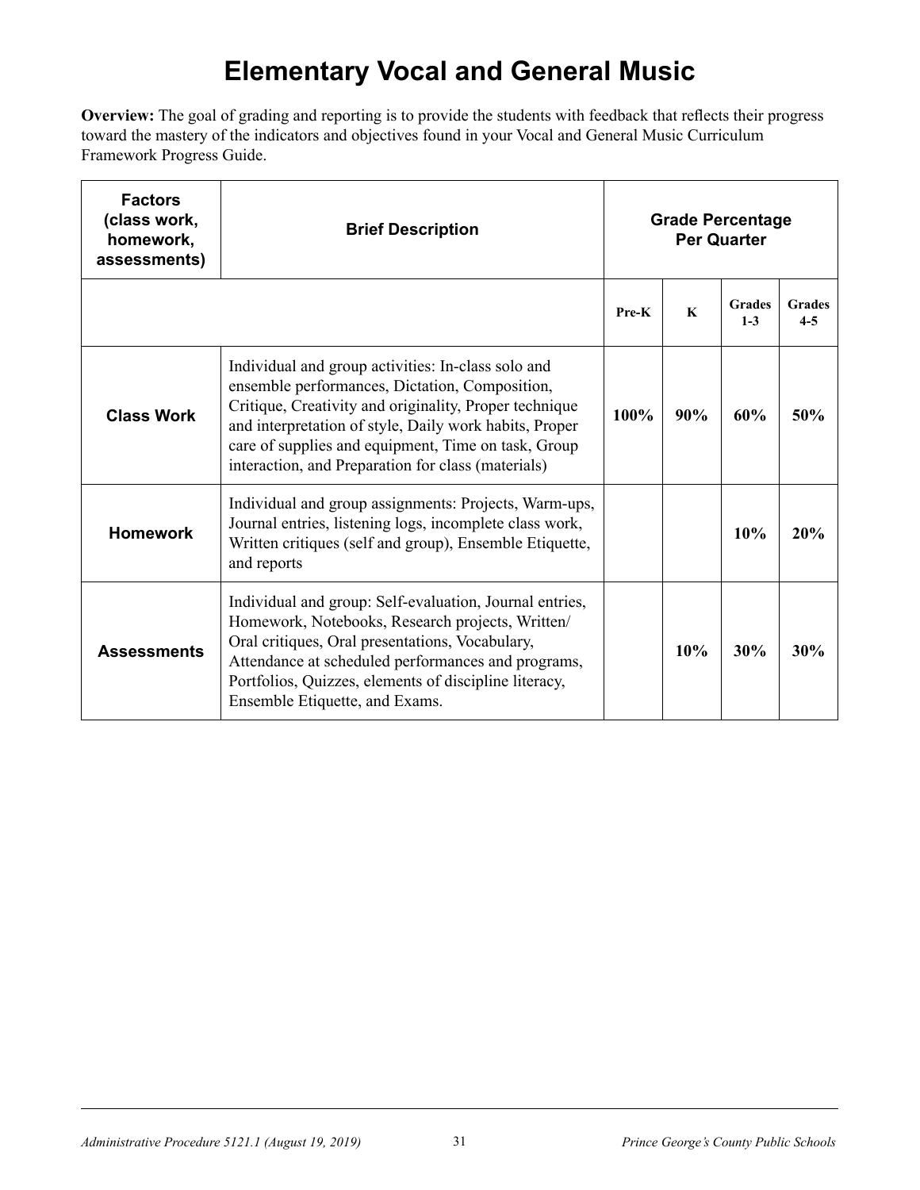# Elementary Vocal and General Music

**Overview:** The goal of grading and reporting is to provide the students with feedback that reflects their progress toward the mastery of the indicators and objectives found in your Vocal and General Music Curriculum Framework Progress Guide.

| **Factors (class work, homework, assessments)** | **Brief Description** | **Grade Percentage Per Quarter** | | | |
|---|---|---|---|---|---|
| | | **Pre-K** | **K** | **Grades 1-3** | **Grades 4-5** |
| **Class Work** | Individual and group activities: In-class solo and ensemble performances, Dictation, Composition, Critique, Creativity and originality, Proper technique and interpretation of style, Daily work habits, Proper care of supplies and equipment, Time on task, Group interaction, and Preparation for class (materials) | **100%** | **90%** | **60%** | **50%** |
| **Homework** | Individual and group assignments: Projects, Warm-ups, Journal entries, listening logs, incomplete class work, Written critiques (self and group), Ensemble Etiquette, and reports | | | **10%** | **20%** |
| **Assessments** | Individual and group: Self-evaluation, Journal entries, Homework, Notebooks, Research projects, Written/ Oral critiques, Oral presentations, Vocabulary, Attendance at scheduled performances and programs, Portfolios, Quizzes, elements of discipline literacy, Ensemble Etiquette, and Exams. | | **10%** | **30%** | **30%** |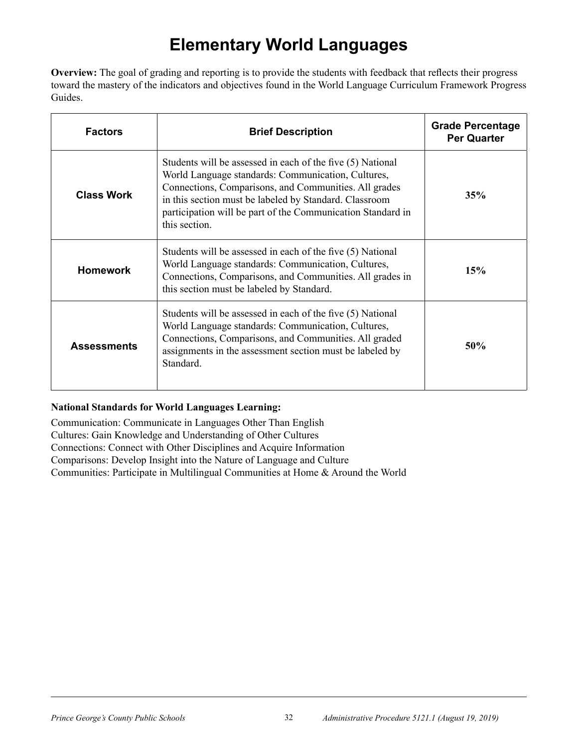# Elementary World Languages

**Overview:** The goal of grading and reporting is to provide the students with feedback that reflects their progress toward the mastery of the indicators and objectives found in the World Language Curriculum Framework Progress Guides.

| Factors | Brief Description | Grade Percentage Per Quarter |
|---|---|---|
| **Class Work** | Students will be assessed in each of the five (5) National World Language standards: Communication, Cultures, Connections, Comparisons, and Communities. All grades in this section must be labeled by Standard. Classroom participation will be part of the Communication Standard in this section. | **35%** |
| **Homework** | Students will be assessed in each of the five (5) National World Language standards: Communication, Cultures, Connections, Comparisons, and Communities. All grades in this section must be labeled by Standard. | **15%** |
| **Assessments** | Students will be assessed in each of the five (5) National World Language standards: Communication, Cultures, Connections, Comparisons, and Communities. All graded assignments in the assessment section must be labeled by Standard. | **50%** |

**National Standards for World Languages Learning:**

Communication: Communicate in Languages Other Than English
Cultures: Gain Knowledge and Understanding of Other Cultures
Connections: Connect with Other Disciplines and Acquire Information
Comparisons: Develop Insight into the Nature of Language and Culture
Communities: Participate in Multilingual Communities at Home & Around the World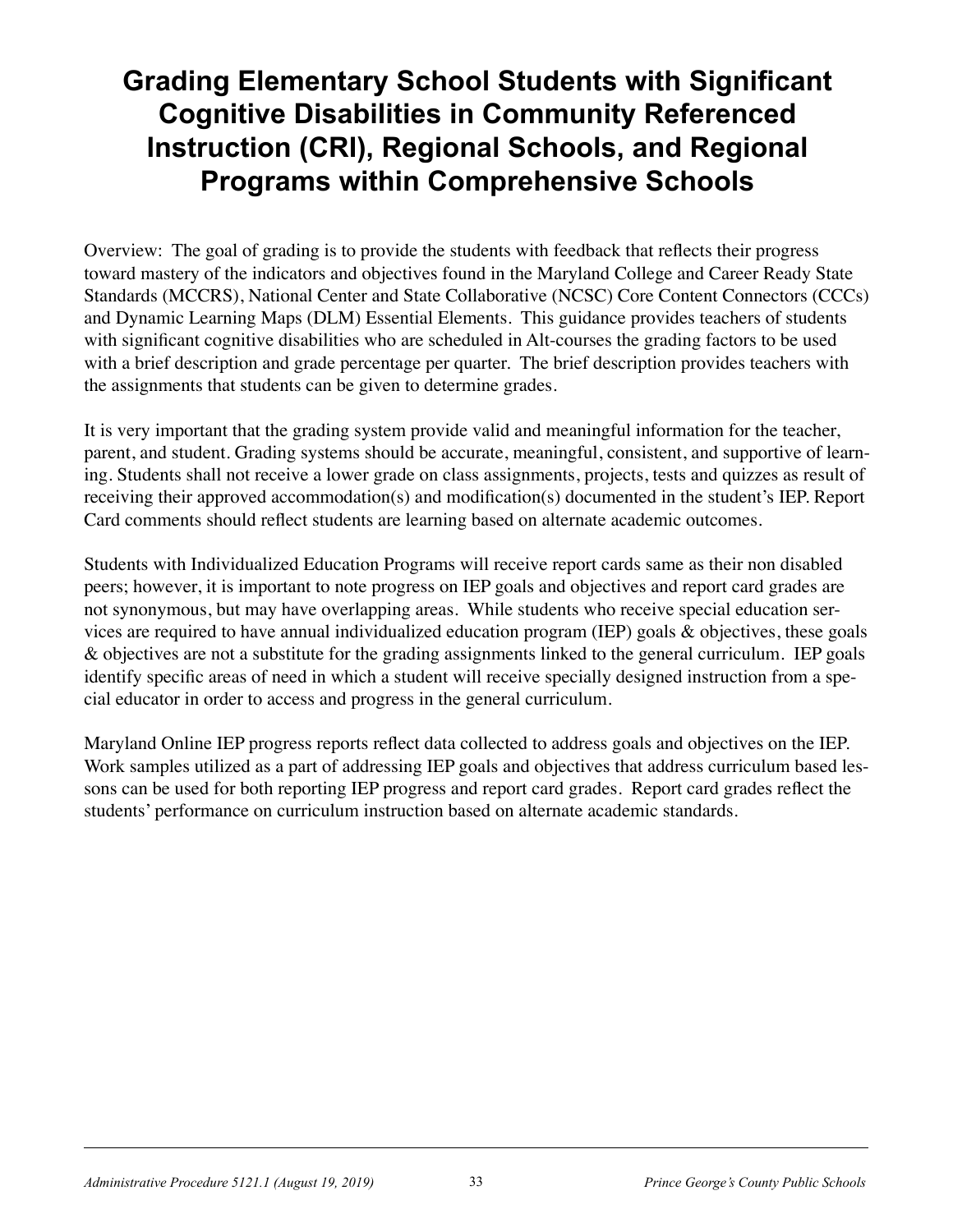# Grading Elementary School Students with Significant Cognitive Disabilities in Community Referenced Instruction (CRI), Regional Schools, and Regional Programs within Comprehensive Schools

Overview: The goal of grading is to provide the students with feedback that reflects their progress toward mastery of the indicators and objectives found in the Maryland College and Career Ready State Standards (MCCRS), National Center and State Collaborative (NCSC) Core Content Connectors (CCCs) and Dynamic Learning Maps (DLM) Essential Elements. This guidance provides teachers of students with significant cognitive disabilities who are scheduled in Alt-courses the grading factors to be used with a brief description and grade percentage per quarter. The brief description provides teachers with the assignments that students can be given to determine grades.

It is very important that the grading system provide valid and meaningful information for the teacher, parent, and student. Grading systems should be accurate, meaningful, consistent, and supportive of learning. Students shall not receive a lower grade on class assignments, projects, tests and quizzes as result of receiving their approved accommodation(s) and modification(s) documented in the student's IEP. Report Card comments should reflect students are learning based on alternate academic outcomes.

Students with Individualized Education Programs will receive report cards same as their non disabled peers; however, it is important to note progress on IEP goals and objectives and report card grades are not synonymous, but may have overlapping areas. While students who receive special education services are required to have annual individualized education program (IEP) goals & objectives, these goals & objectives are not a substitute for the grading assignments linked to the general curriculum. IEP goals identify specific areas of need in which a student will receive specially designed instruction from a special educator in order to access and progress in the general curriculum.

Maryland Online IEP progress reports reflect data collected to address goals and objectives on the IEP. Work samples utilized as a part of addressing IEP goals and objectives that address curriculum based lessons can be used for both reporting IEP progress and report card grades. Report card grades reflect the students' performance on curriculum instruction based on alternate academic standards.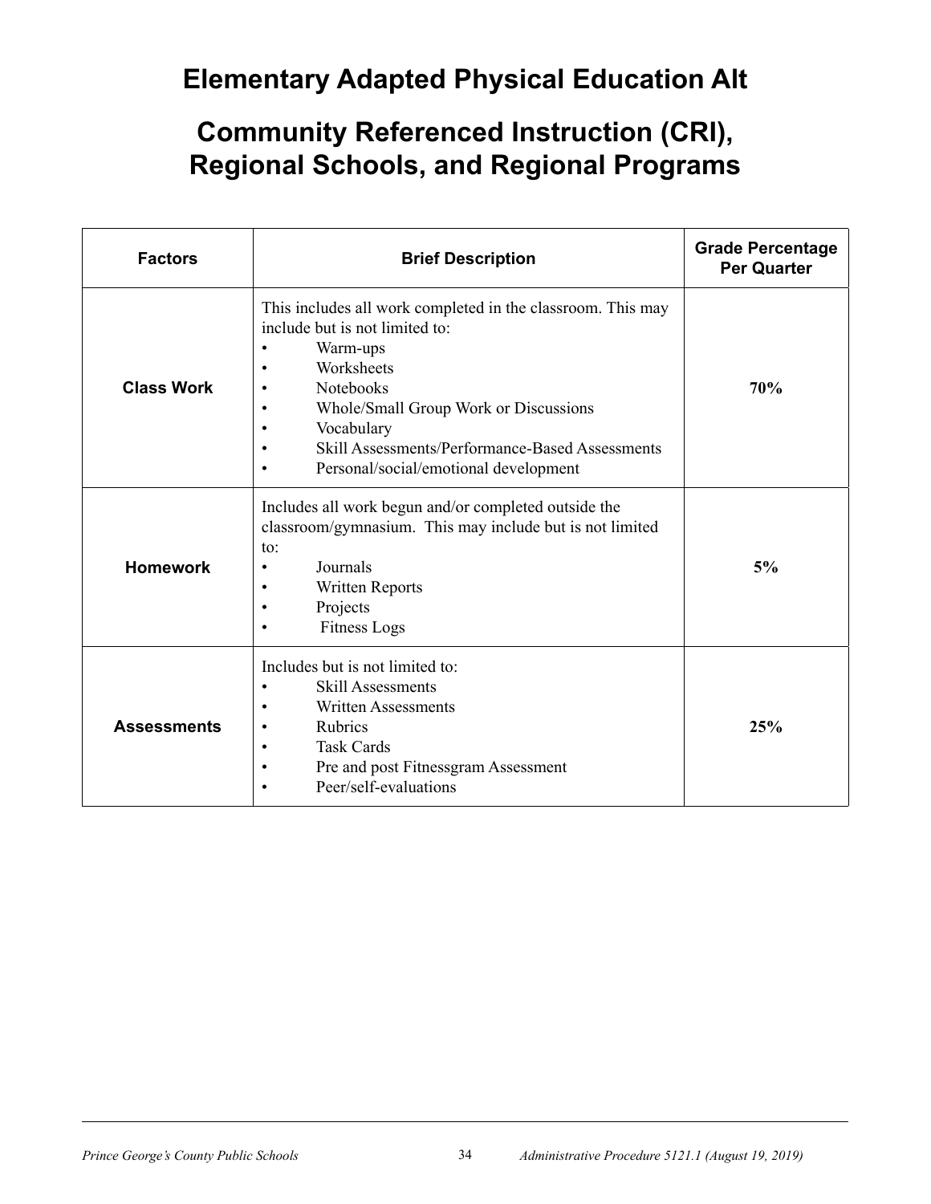# Elementary Adapted Physical Education Alt

# Community Referenced Instruction (CRI), Regional Schools, and Regional Programs

| Factors | Brief Description | Grade Percentage Per Quarter |
| --- | --- | --- |
| **Class Work** | This includes all work completed in the classroom. This may include but is not limited to:<br>• Warm-ups<br>• Worksheets<br>• Notebooks<br>• Whole/Small Group Work or Discussions<br>• Vocabulary<br>• Skill Assessments/Performance-Based Assessments<br>• Personal/social/emotional development | **70%** |
| **Homework** | Includes all work begun and/or completed outside the classroom/gymnasium. This may include but is not limited to:<br>• Journals<br>• Written Reports<br>• Projects<br>• Fitness Logs | **5%** |
| **Assessments** | Includes but is not limited to:<br>• Skill Assessments<br>• Written Assessments<br>• Rubrics<br>• Task Cards<br>• Pre and post Fitnessgram Assessment<br>• Peer/self-evaluations | **25%** |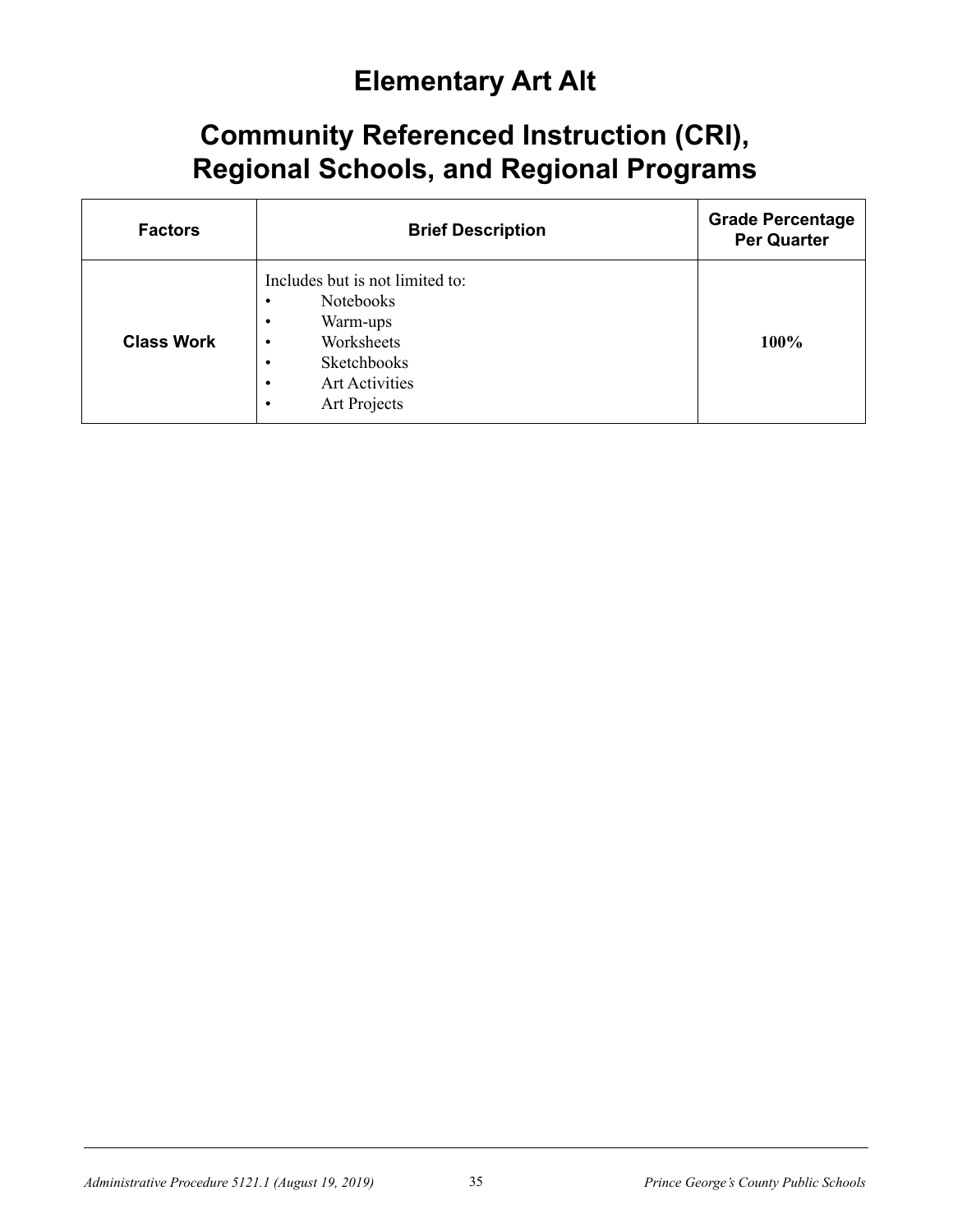# Elementary Art Alt

# Community Referenced Instruction (CRI), Regional Schools, and Regional Programs

| Factors | Brief Description | Grade Percentage Per Quarter |
|---|---|---|
| **Class Work** | Includes but is not limited to:<br>• Notebooks<br>• Warm-ups<br>• Worksheets<br>• Sketchbooks<br>• Art Activities<br>• Art Projects | **100%** |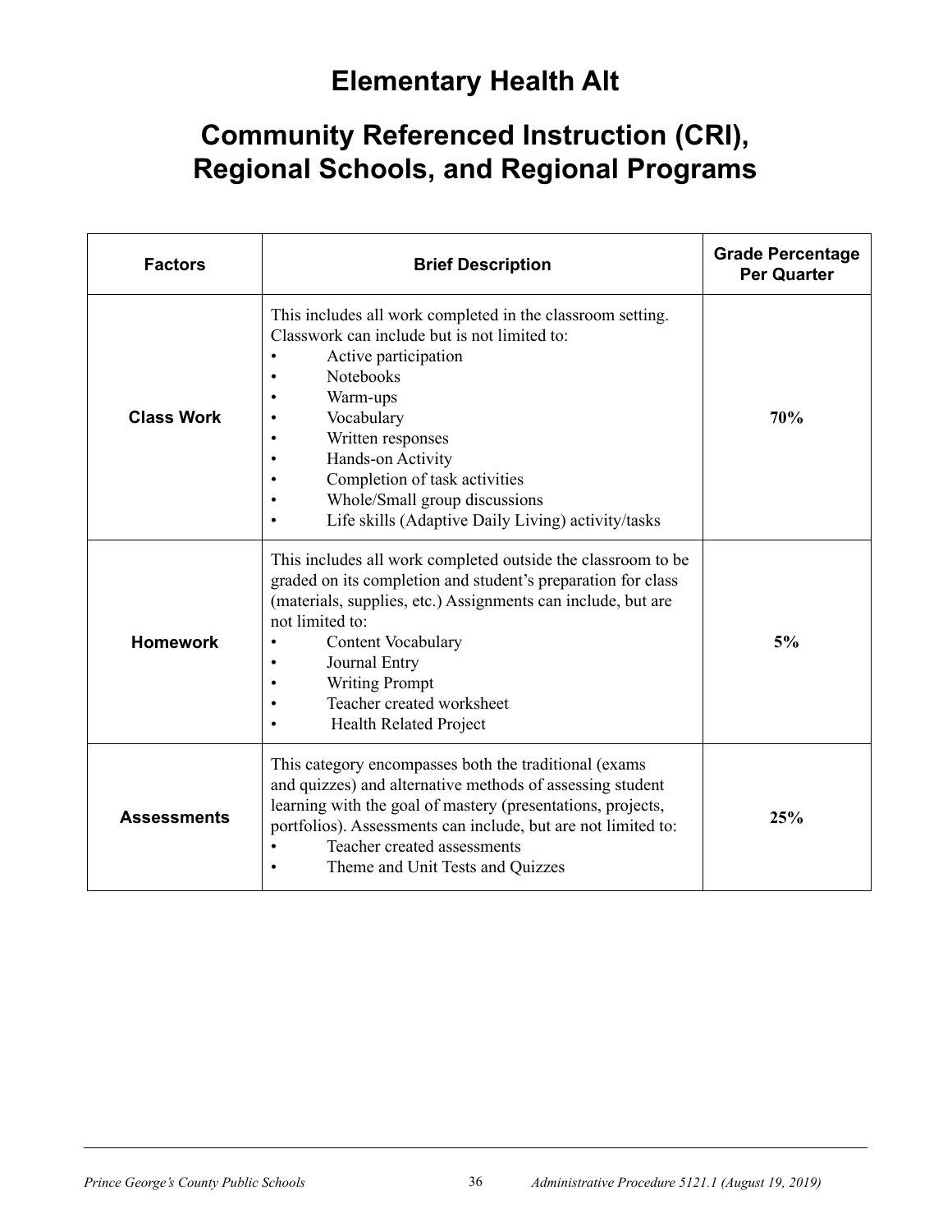# Elementary Health Alt

# Community Referenced Instruction (CRI), Regional Schools, and Regional Programs

| Factors | Brief Description | Grade Percentage Per Quarter |
|---|---|---|
| **Class Work** | This includes all work completed in the classroom setting. Classwork can include but is not limited to:<br>• Active participation<br>• Notebooks<br>• Warm-ups<br>• Vocabulary<br>• Written responses<br>• Hands-on Activity<br>• Completion of task activities<br>• Whole/Small group discussions<br>• Life skills (Adaptive Daily Living) activity/tasks | **70%** |
| **Homework** | This includes all work completed outside the classroom to be graded on its completion and student's preparation for class (materials, supplies, etc.) Assignments can include, but are not limited to:<br>• Content Vocabulary<br>• Journal Entry<br>• Writing Prompt<br>• Teacher created worksheet<br>• Health Related Project | **5%** |
| **Assessments** | This category encompasses both the traditional (exams and quizzes) and alternative methods of assessing student learning with the goal of mastery (presentations, projects, portfolios). Assessments can include, but are not limited to:<br>• Teacher created assessments<br>• Theme and Unit Tests and Quizzes | **25%** |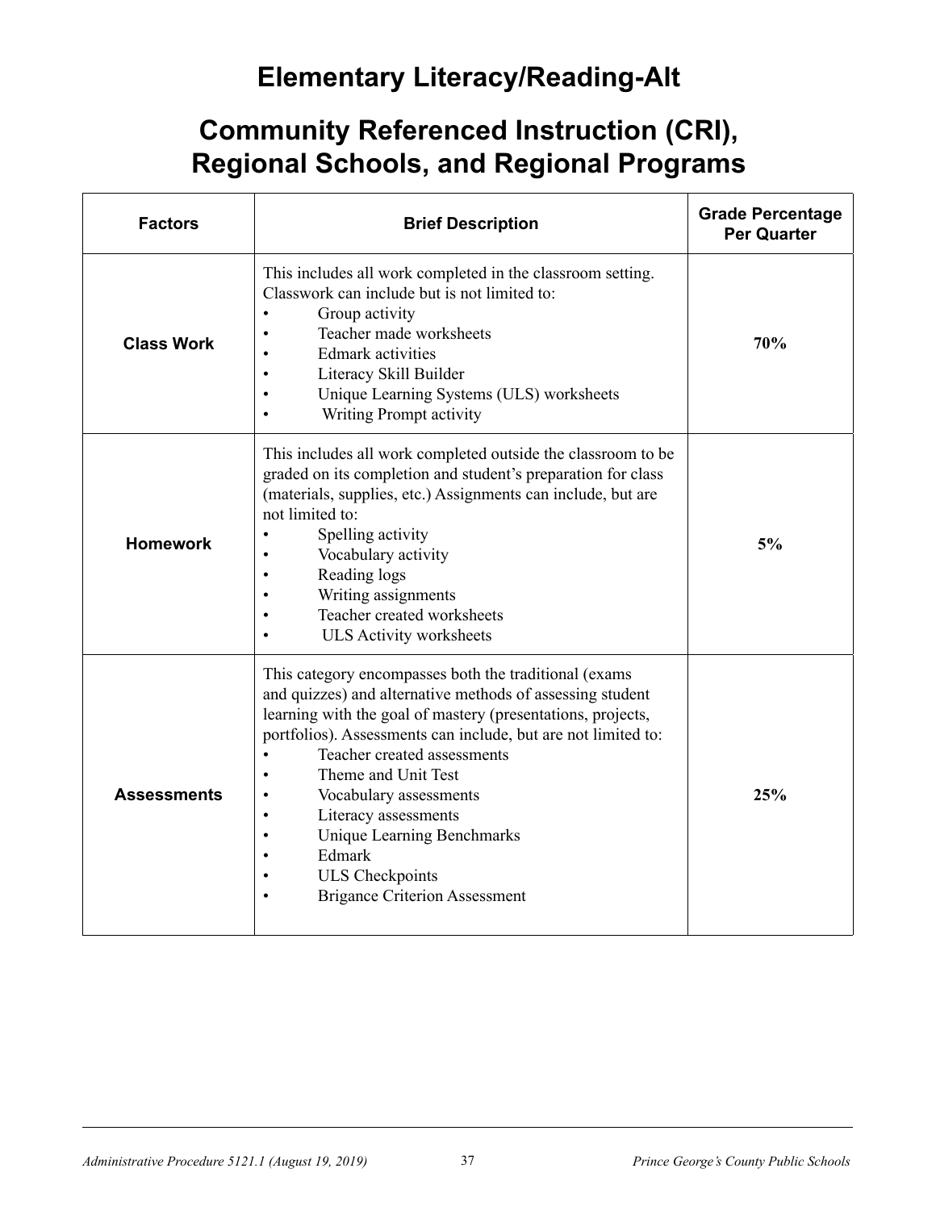# Elementary Literacy/Reading-Alt

# Community Referenced Instruction (CRI), Regional Schools, and Regional Programs

| Factors | Brief Description | Grade Percentage Per Quarter |
|---|---|---|
| **Class Work** | This includes all work completed in the classroom setting. Classwork can include but is not limited to:<br>• Group activity<br>• Teacher made worksheets<br>• Edmark activities<br>• Literacy Skill Builder<br>• Unique Learning Systems (ULS) worksheets<br>• Writing Prompt activity | **70%** |
| **Homework** | This includes all work completed outside the classroom to be graded on its completion and student's preparation for class (materials, supplies, etc.) Assignments can include, but are not limited to:<br>• Spelling activity<br>• Vocabulary activity<br>• Reading logs<br>• Writing assignments<br>• Teacher created worksheets<br>• ULS Activity worksheets | **5%** |
| **Assessments** | This category encompasses both the traditional (exams and quizzes) and alternative methods of assessing student learning with the goal of mastery (presentations, projects, portfolios). Assessments can include, but are not limited to:<br>• Teacher created assessments<br>• Theme and Unit Test<br>• Vocabulary assessments<br>• Literacy assessments<br>• Unique Learning Benchmarks<br>• Edmark<br>• ULS Checkpoints<br>• Brigance Criterion Assessment | **25%** |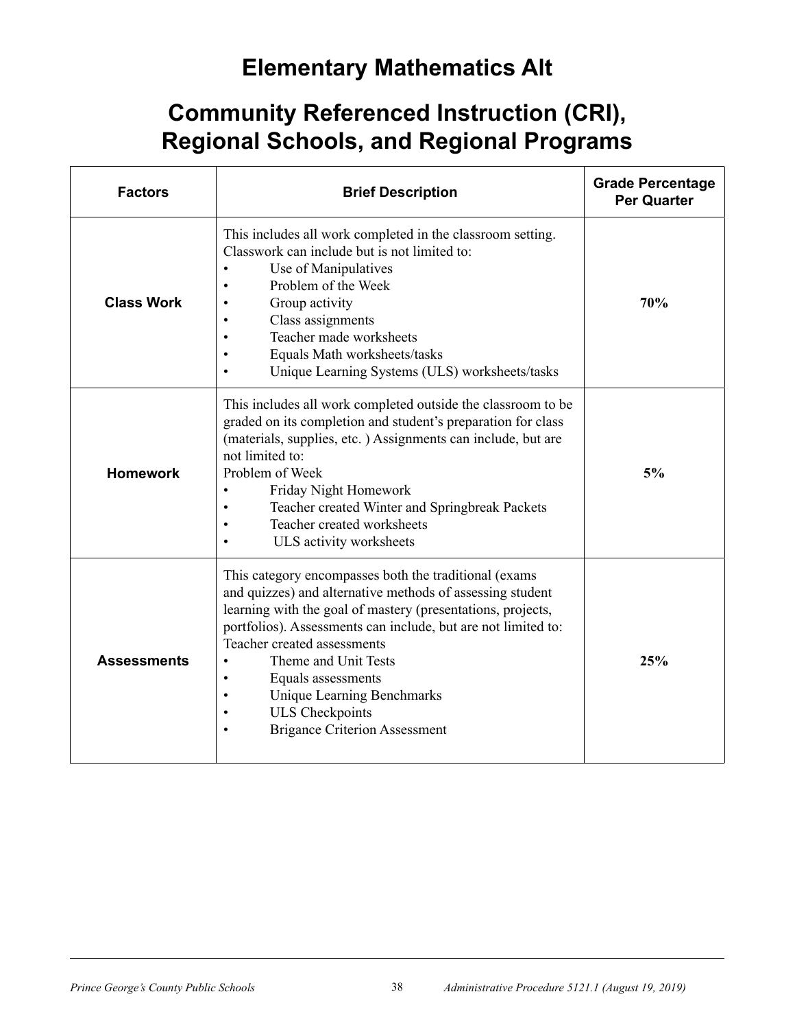# Elementary Mathematics Alt

# Community Referenced Instruction (CRI), Regional Schools, and Regional Programs

| Factors | Brief Description | Grade Percentage Per Quarter |
|---|---|---|
| **Class Work** | This includes all work completed in the classroom setting. Classwork can include but is not limited to:<br>• Use of Manipulatives<br>• Problem of the Week<br>• Group activity<br>• Class assignments<br>• Teacher made worksheets<br>• Equals Math worksheets/tasks<br>• Unique Learning Systems (ULS) worksheets/tasks | **70%** |
| **Homework** | This includes all work completed outside the classroom to be graded on its completion and student's preparation for class (materials, supplies, etc. ) Assignments can include, but are not limited to:<br>Problem of Week<br>• Friday Night Homework<br>• Teacher created Winter and Springbreak Packets<br>• Teacher created worksheets<br>• ULS activity worksheets | **5%** |
| **Assessments** | This category encompasses both the traditional (exams and quizzes) and alternative methods of assessing student learning with the goal of mastery (presentations, projects, portfolios). Assessments can include, but are not limited to:<br>Teacher created assessments<br>• Theme and Unit Tests<br>• Equals assessments<br>• Unique Learning Benchmarks<br>• ULS Checkpoints<br>• Brigance Criterion Assessment | **25%** |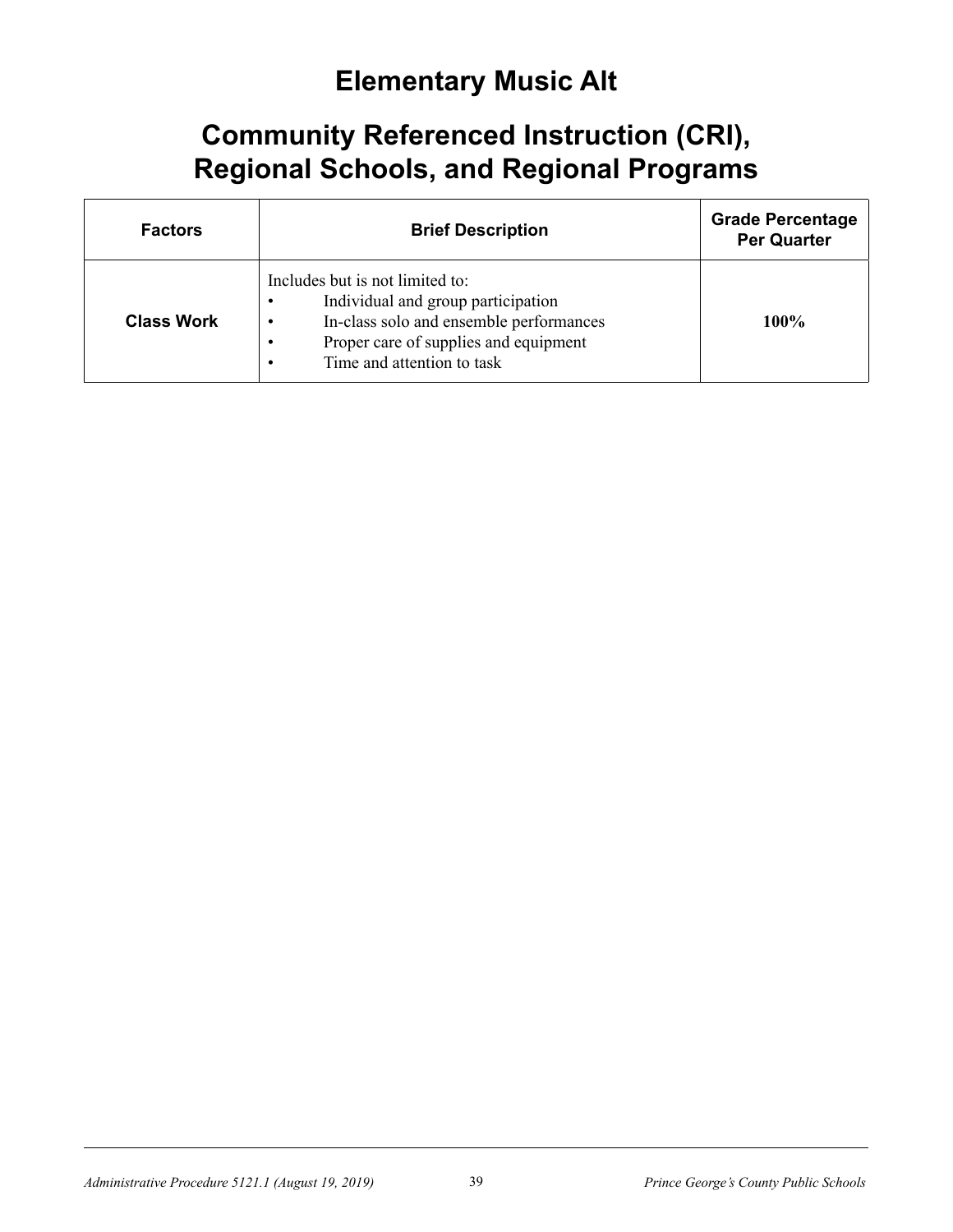# Elementary Music Alt

## Community Referenced Instruction (CRI), Regional Schools, and Regional Programs

| Factors | Brief Description | Grade Percentage Per Quarter |
| --- | --- | --- |
| **Class Work** | Includes but is not limited to:<br>• Individual and group participation<br>• In-class solo and ensemble performances<br>• Proper care of supplies and equipment<br>• Time and attention to task | **100%** |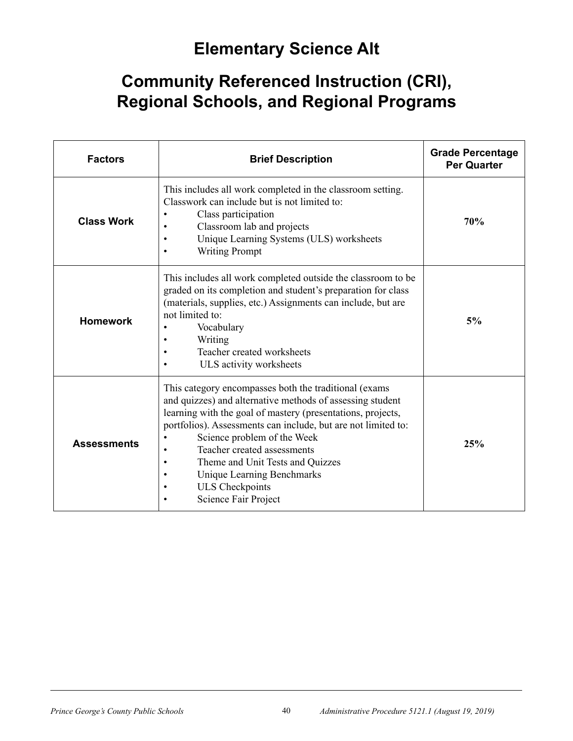# Elementary Science Alt

# Community Referenced Instruction (CRI), Regional Schools, and Regional Programs

| Factors | Brief Description | Grade Percentage Per Quarter |
|---|---|---|
| **Class Work** | This includes all work completed in the classroom setting. Classwork can include but is not limited to:<br>• Class participation<br>• Classroom lab and projects<br>• Unique Learning Systems (ULS) worksheets<br>• Writing Prompt | **70%** |
| **Homework** | This includes all work completed outside the classroom to be graded on its completion and student's preparation for class (materials, supplies, etc.) Assignments can include, but are not limited to:<br>• Vocabulary<br>• Writing<br>• Teacher created worksheets<br>• ULS activity worksheets | **5%** |
| **Assessments** | This category encompasses both the traditional (exams and quizzes) and alternative methods of assessing student learning with the goal of mastery (presentations, projects, portfolios). Assessments can include, but are not limited to:<br>• Science problem of the Week<br>• Teacher created assessments<br>• Theme and Unit Tests and Quizzes<br>• Unique Learning Benchmarks<br>• ULS Checkpoints<br>• Science Fair Project | **25%** |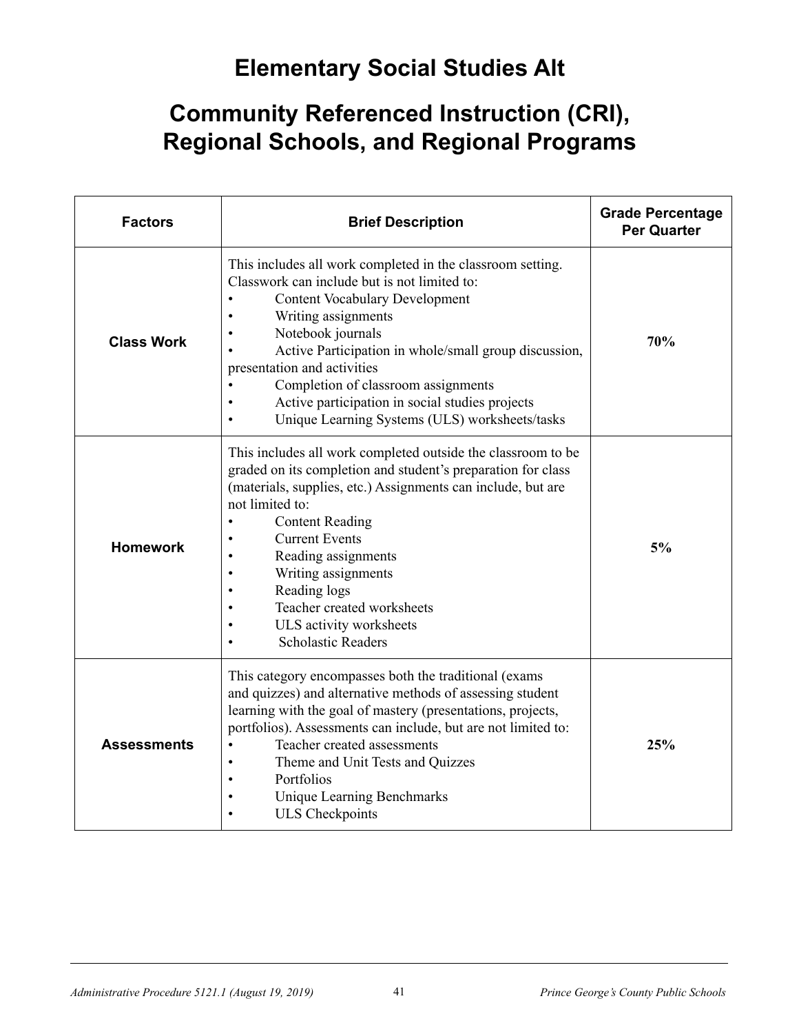# Elementary Social Studies Alt

# Community Referenced Instruction (CRI), Regional Schools, and Regional Programs

| Factors | Brief Description | Grade Percentage Per Quarter |
|---|---|---|
| **Class Work** | This includes all work completed in the classroom setting. Classwork can include but is not limited to: <br>• Content Vocabulary Development <br>• Writing assignments <br>• Notebook journals <br>• Active Participation in whole/small group discussion, presentation and activities <br>• Completion of classroom assignments <br>• Active participation in social studies projects <br>• Unique Learning Systems (ULS) worksheets/tasks | **70%** |
| **Homework** | This includes all work completed outside the classroom to be graded on its completion and student's preparation for class (materials, supplies, etc.) Assignments can include, but are not limited to: <br>• Content Reading <br>• Current Events <br>• Reading assignments <br>• Writing assignments <br>• Reading logs <br>• Teacher created worksheets <br>• ULS activity worksheets <br>• Scholastic Readers | **5%** |
| **Assessments** | This category encompasses both the traditional (exams and quizzes) and alternative methods of assessing student learning with the goal of mastery (presentations, projects, portfolios). Assessments can include, but are not limited to: <br>• Teacher created assessments <br>• Theme and Unit Tests and Quizzes <br>• Portfolios <br>• Unique Learning Benchmarks <br>• ULS Checkpoints | **25%** |